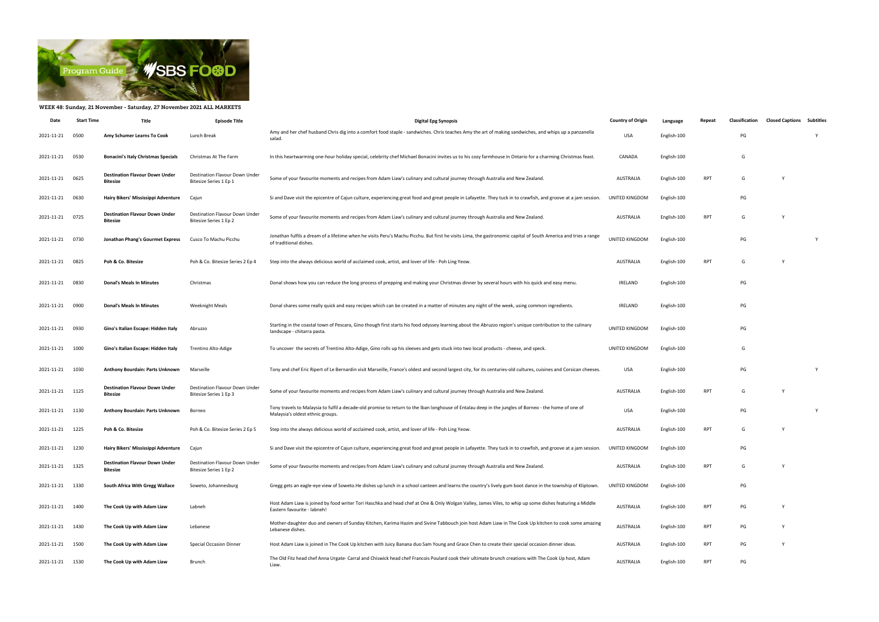WEEK 48: Sunday, 21 November - Saturday, 27 November 2021 ALL MARKETS

| Date | Start Time | Title | Episode Title | Digital Epg Synopsis | Country of Origin | Language | Repeat | Classification | Closed Captions | Subtitles |
|---|---|---|---|---|---|---|---|---|---|---|
| 2021-11-21 | 0500 | **Amy Schumer Learns To Cook** | Lunch Break | Amy and her chef husband Chris dig into a comfort food staple - sandwiches. Chris teaches Amy the art of making sandwiches, and whips up a panzanella salad. | USA | English-100 | | PG | | Y |
| 2021-11-21 | 0530 | **Bonacini's Italy Christmas Specials** | Christmas At The Farm | In this heartwarming one-hour holiday special, celebrity chef Michael Bonacini invites us to his cozy farmhouse in Ontario for a charming Christmas feast. | CANADA | English-100 | | G | | |
| 2021-11-21 | 0625 | **Destination Flavour Down Under Bitesize** | Destination Flavour Down Under Bitesize Series 1 Ep 1 | Some of your favourite moments and recipes from Adam Liaw's culinary and cultural journey through Australia and New Zealand. | AUSTRALIA | English-100 | RPT | G | Y | |
| 2021-11-21 | 0630 | **Hairy Bikers' Mississippi Adventure** | Cajun | Si and Dave visit the epicentre of Cajun culture, experiencing great food and great people in Lafayette. They tuck in to crawfish, and groove at a jam session. | UNITED KINGDOM | English-100 | | PG | | |
| 2021-11-21 | 0725 | **Destination Flavour Down Under Bitesize** | Destination Flavour Down Under Bitesize Series 1 Ep 2 | Some of your favourite moments and recipes from Adam Liaw's culinary and cultural journey through Australia and New Zealand. | AUSTRALIA | English-100 | RPT | G | Y | |
| 2021-11-21 | 0730 | **Jonathan Phang's Gourmet Express** | Cusco To Machu Picchu | Jonathan fulfils a dream of a lifetime when he visits Peru's Machu Picchu. But first he visits Lima, the gastronomic capital of South America and tries a range of traditional dishes. | UNITED KINGDOM | English-100 | | PG | | Y |
| 2021-11-21 | 0825 | **Poh & Co. Bitesize** | Poh & Co. Bitesize Series 2 Ep 4 | Step into the always delicious world of acclaimed cook, artist, and lover of life - Poh Ling Yeow. | AUSTRALIA | English-100 | RPT | G | Y | |
| 2021-11-21 | 0830 | **Donal's Meals In Minutes** | Christmas | Donal shows how you can reduce the long process of prepping and making your Christmas dinner by several hours with his quick and easy menu. | IRELAND | English-100 | | PG | | |
| 2021-11-21 | 0900 | **Donal's Meals In Minutes** | Weeknight Meals | Donal shares some really quick and easy recipes which can be created in a matter of minutes any night of the week, using common ingredients. | IRELAND | English-100 | | PG | | |
| 2021-11-21 | 0930 | **Gino's Italian Escape: Hidden Italy** | Abruzzo | Starting in the coastal town of Pescara, Gino though first starts his food odyssey learning about the Abruzzo region's unique contribution to the culinary landscape - chitarra pasta. | UNITED KINGDOM | English-100 | | PG | | |
| 2021-11-21 | 1000 | **Gino's Italian Escape: Hidden Italy** | Trentino Alto-Adige | To uncover the secrets of Trentino Alto-Adige, Gino rolls up his sleeves and gets stuck into two local products - cheese, and speck. | UNITED KINGDOM | English-100 | | G | | |
| 2021-11-21 | 1030 | **Anthony Bourdain: Parts Unknown** | Marseille | Tony and chef Eric Ripert of Le Bernardin visit Marseille, France's oldest and second largest city, for its centuries-old cultures, cuisines and Corsican cheeses. | USA | English-100 | | PG | | Y |
| 2021-11-21 | 1125 | **Destination Flavour Down Under Bitesize** | Destination Flavour Down Under Bitesize Series 1 Ep 3 | Some of your favourite moments and recipes from Adam Liaw's culinary and cultural journey through Australia and New Zealand. | AUSTRALIA | English-100 | RPT | G | Y | |
| 2021-11-21 | 1130 | **Anthony Bourdain: Parts Unknown** | Borneo | Tony travels to Malaysia to fulfil a decade-old promise to return to the Iban longhouse of Entalau deep in the jungles of Borneo - the home of one of Malaysia's oldest ethnic groups. | USA | English-100 | | PG | | Y |
| 2021-11-21 | 1225 | **Poh & Co. Bitesize** | Poh & Co. Bitesize Series 2 Ep 5 | Step into the always delicious world of acclaimed cook, artist, and lover of life - Poh Ling Yeow. | AUSTRALIA | English-100 | RPT | G | Y | |
| 2021-11-21 | 1230 | **Hairy Bikers' Mississippi Adventure** | Cajun | Si and Dave visit the epicentre of Cajun culture, experiencing great food and great people in Lafayette. They tuck in to crawfish, and groove at a jam session. | UNITED KINGDOM | English-100 | | PG | | |
| 2021-11-21 | 1325 | **Destination Flavour Down Under Bitesize** | Destination Flavour Down Under Bitesize Series 1 Ep 2 | Some of your favourite moments and recipes from Adam Liaw's culinary and cultural journey through Australia and New Zealand. | AUSTRALIA | English-100 | RPT | G | Y | |
| 2021-11-21 | 1330 | **South Africa With Gregg Wallace** | Soweto, Johannesburg | Gregg gets an eagle-eye view of Soweto.He dishes up lunch in a school canteen and learns the country's lively gum boot dance in the township of Kliptown. | UNITED KINGDOM | English-100 | | PG | | |
| 2021-11-21 | 1400 | **The Cook Up with Adam Liaw** | Labneh | Host Adam Liaw is joined by food writer Tori Haschka and head chef at One & Only Wolgan Valley, James Viles, to whip up some dishes featuring a Middle Eastern favourite - labneh! | AUSTRALIA | English-100 | RPT | PG | Y | |
| 2021-11-21 | 1430 | **The Cook Up with Adam Liaw** | Lebanese | Mother-daughter duo and owners of Sunday Kitchen, Karima Hazim and Sivine Tabbouch join host Adam Liaw in The Cook Up kitchen to cook some amazing Lebanese dishes. | AUSTRALIA | English-100 | RPT | PG | Y | |
| 2021-11-21 | 1500 | **The Cook Up with Adam Liaw** | Special Occasion Dinner | Host Adam Liaw is joined in The Cook Up kitchen with Juicy Banana duo Sam Young and Grace Chen to create their special occasion dinner ideas. | AUSTRALIA | English-100 | RPT | PG | Y | |
| 2021-11-21 | 1530 | **The Cook Up with Adam Liaw** | Brunch | The Old Fitz head chef Anna Urgate- Carral and Chiswick head chef Francois Poulard cook their ultimate brunch creations with The Cook Up host, Adam Liaw. | AUSTRALIA | English-100 | RPT | PG | | |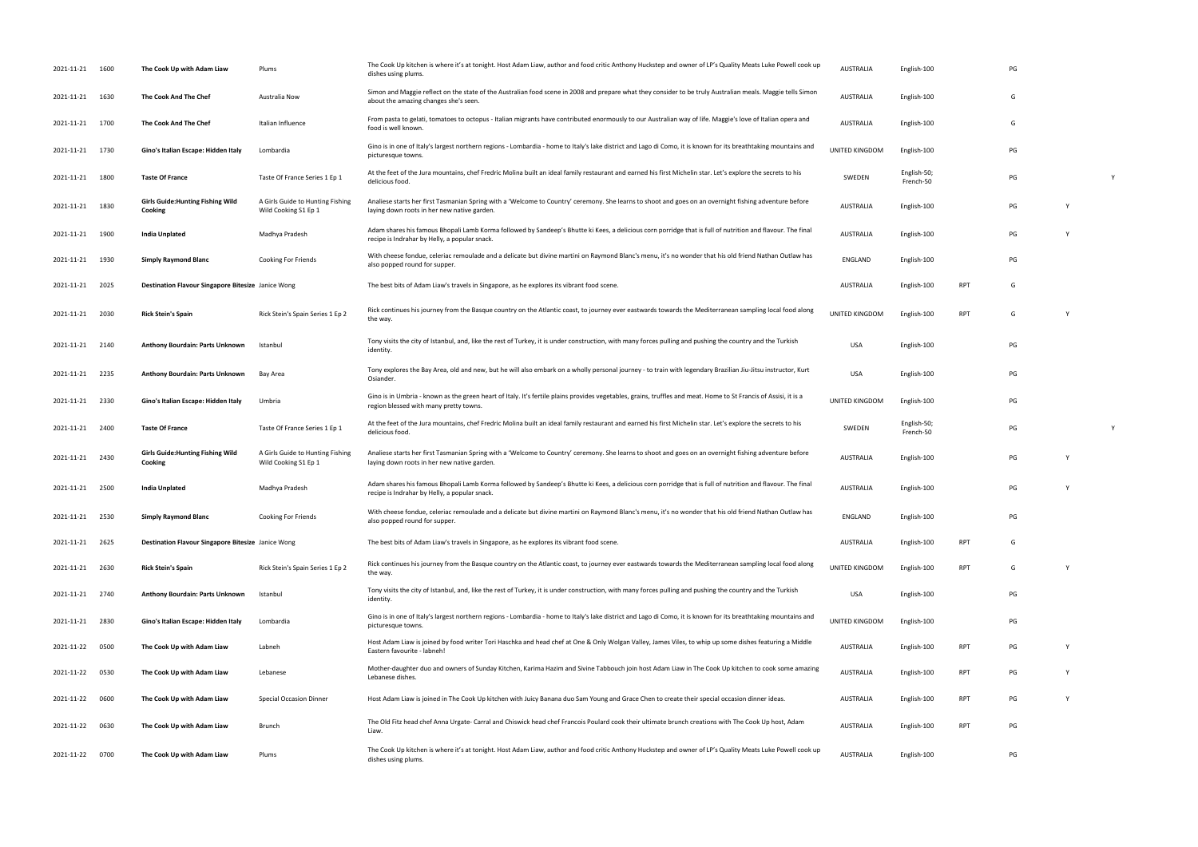| | | | | | | | | | | |
|---|---|---|---|---|---|---|---|---|---|---|
| 2021-11-21 | 1600 | **The Cook Up with Adam Liaw** | Plums | The Cook Up kitchen is where it's at tonight. Host Adam Liaw, author and food critic Anthony Huckstep and owner of LP's Quality Meats Luke Powell cook up dishes using plums. | AUSTRALIA | English-100 | | PG | | |
| 2021-11-21 | 1630 | **The Cook And The Chef** | Australia Now | Simon and Maggie reflect on the state of the Australian food scene in 2008 and prepare what they consider to be truly Australian meals. Maggie tells Simon about the amazing changes she's seen. | AUSTRALIA | English-100 | | G | | |
| 2021-11-21 | 1700 | **The Cook And The Chef** | Italian Influence | From pasta to gelati, tomatoes to octopus - Italian migrants have contributed enormously to our Australian way of life. Maggie's love of Italian opera and food is well known. | AUSTRALIA | English-100 | | G | | |
| 2021-11-21 | 1730 | **Gino's Italian Escape: Hidden Italy** | Lombardia | Gino is in one of Italy's largest northern regions - Lombardia - home to Italy's lake district and Lago di Como, it is known for its breathtaking mountains and picturesque towns. | UNITED KINGDOM | English-100 | | PG | | |
| 2021-11-21 | 1800 | **Taste Of France** | Taste Of France Series 1 Ep 1 | At the feet of the Jura mountains, chef Fredric Molina built an ideal family restaurant and earned his first Michelin star. Let's explore the secrets to his delicious food. | SWEDEN | English-50; French-50 | | PG | | Y |
| 2021-11-21 | 1830 | **Girls Guide:Hunting Fishing Wild Cooking** | A Girls Guide to Hunting Fishing Wild Cooking S1 Ep 1 | Analiese starts her first Tasmanian Spring with a 'Welcome to Country' ceremony. She learns to shoot and goes on an overnight fishing adventure before laying down roots in her new native garden. | AUSTRALIA | English-100 | | PG | Y | |
| 2021-11-21 | 1900 | **India Unplated** | Madhya Pradesh | Adam shares his famous Bhopali Lamb Korma followed by Sandeep's Bhutte ki Kees, a delicious corn porridge that is full of nutrition and flavour. The final recipe is Indrahar by Helly, a popular snack. | AUSTRALIA | English-100 | | PG | Y | |
| 2021-11-21 | 1930 | **Simply Raymond Blanc** | Cooking For Friends | With cheese fondue, celeriac remoulade and a delicate but divine martini on Raymond Blanc's menu, it's no wonder that his old friend Nathan Outlaw has also popped round for supper. | ENGLAND | English-100 | | PG | | |
| 2021-11-21 | 2025 | **Destination Flavour Singapore Bitesize** | Janice Wong | The best bits of Adam Liaw's travels in Singapore, as he explores its vibrant food scene. | AUSTRALIA | English-100 | RPT | G | | |
| 2021-11-21 | 2030 | **Rick Stein's Spain** | Rick Stein's Spain Series 1 Ep 2 | Rick continues his journey from the Basque country on the Atlantic coast, to journey ever eastwards towards the Mediterranean sampling local food along the way. | UNITED KINGDOM | English-100 | RPT | G | Y | |
| 2021-11-21 | 2140 | **Anthony Bourdain: Parts Unknown** | Istanbul | Tony visits the city of Istanbul, and, like the rest of Turkey, it is under construction, with many forces pulling and pushing the country and the Turkish identity. | USA | English-100 | | PG | | |
| 2021-11-21 | 2235 | **Anthony Bourdain: Parts Unknown** | Bay Area | Tony explores the Bay Area, old and new, but he will also embark on a wholly personal journey - to train with legendary Brazilian Jiu-Jitsu instructor, Kurt Osiander. | USA | English-100 | | PG | | |
| 2021-11-21 | 2330 | **Gino's Italian Escape: Hidden Italy** | Umbria | Gino is in Umbria - known as the green heart of Italy. It's fertile plains provides vegetables, grains, truffles and meat. Home to St Francis of Assisi, it is a region blessed with many pretty towns. | UNITED KINGDOM | English-100 | | PG | | |
| 2021-11-21 | 2400 | **Taste Of France** | Taste Of France Series 1 Ep 1 | At the feet of the Jura mountains, chef Fredric Molina built an ideal family restaurant and earned his first Michelin star. Let's explore the secrets to his delicious food. | SWEDEN | English-50; French-50 | | PG | | Y |
| 2021-11-21 | 2430 | **Girls Guide:Hunting Fishing Wild Cooking** | A Girls Guide to Hunting Fishing Wild Cooking S1 Ep 1 | Analiese starts her first Tasmanian Spring with a 'Welcome to Country' ceremony. She learns to shoot and goes on an overnight fishing adventure before laying down roots in her new native garden. | AUSTRALIA | English-100 | | PG | Y | |
| 2021-11-21 | 2500 | **India Unplated** | Madhya Pradesh | Adam shares his famous Bhopali Lamb Korma followed by Sandeep's Bhutte ki Kees, a delicious corn porridge that is full of nutrition and flavour. The final recipe is Indrahar by Helly, a popular snack. | AUSTRALIA | English-100 | | PG | Y | |
| 2021-11-21 | 2530 | **Simply Raymond Blanc** | Cooking For Friends | With cheese fondue, celeriac remoulade and a delicate but divine martini on Raymond Blanc's menu, it's no wonder that his old friend Nathan Outlaw has also popped round for supper. | ENGLAND | English-100 | | PG | | |
| 2021-11-21 | 2625 | **Destination Flavour Singapore Bitesize** | Janice Wong | The best bits of Adam Liaw's travels in Singapore, as he explores its vibrant food scene. | AUSTRALIA | English-100 | RPT | G | | |
| 2021-11-21 | 2630 | **Rick Stein's Spain** | Rick Stein's Spain Series 1 Ep 2 | Rick continues his journey from the Basque country on the Atlantic coast, to journey ever eastwards towards the Mediterranean sampling local food along the way. | UNITED KINGDOM | English-100 | RPT | G | Y | |
| 2021-11-21 | 2740 | **Anthony Bourdain: Parts Unknown** | Istanbul | Tony visits the city of Istanbul, and, like the rest of Turkey, it is under construction, with many forces pulling and pushing the country and the Turkish identity. | USA | English-100 | | PG | | |
| 2021-11-21 | 2830 | **Gino's Italian Escape: Hidden Italy** | Lombardia | Gino is in one of Italy's largest northern regions - Lombardia - home to Italy's lake district and Lago di Como, it is known for its breathtaking mountains and picturesque towns. | UNITED KINGDOM | English-100 | | PG | | |
| 2021-11-22 | 0500 | **The Cook Up with Adam Liaw** | Labneh | Host Adam Liaw is joined by food writer Tori Haschka and head chef at One & Only Wolgan Valley, James Viles, to whip up some dishes featuring a Middle Eastern favourite - labneh! | AUSTRALIA | English-100 | RPT | PG | Y | |
| 2021-11-22 | 0530 | **The Cook Up with Adam Liaw** | Lebanese | Mother-daughter duo and owners of Sunday Kitchen, Karima Hazim and Sivine Tabbouch join host Adam Liaw in The Cook Up kitchen to cook some amazing Lebanese dishes. | AUSTRALIA | English-100 | RPT | PG | Y | |
| 2021-11-22 | 0600 | **The Cook Up with Adam Liaw** | Special Occasion Dinner | Host Adam Liaw is joined in The Cook Up kitchen with Juicy Banana duo Sam Young and Grace Chen to create their special occasion dinner ideas. | AUSTRALIA | English-100 | RPT | PG | Y | |
| 2021-11-22 | 0630 | **The Cook Up with Adam Liaw** | Brunch | The Old Fitz head chef Anna Urgate- Carral and Chiswick head chef Francois Poulard cook their ultimate brunch creations with The Cook Up host, Adam Liaw. | AUSTRALIA | English-100 | RPT | PG | | |
| 2021-11-22 | 0700 | **The Cook Up with Adam Liaw** | Plums | The Cook Up kitchen is where it's at tonight. Host Adam Liaw, author and food critic Anthony Huckstep and owner of LP's Quality Meats Luke Powell cook up dishes using plums. | AUSTRALIA | English-100 | | PG | | |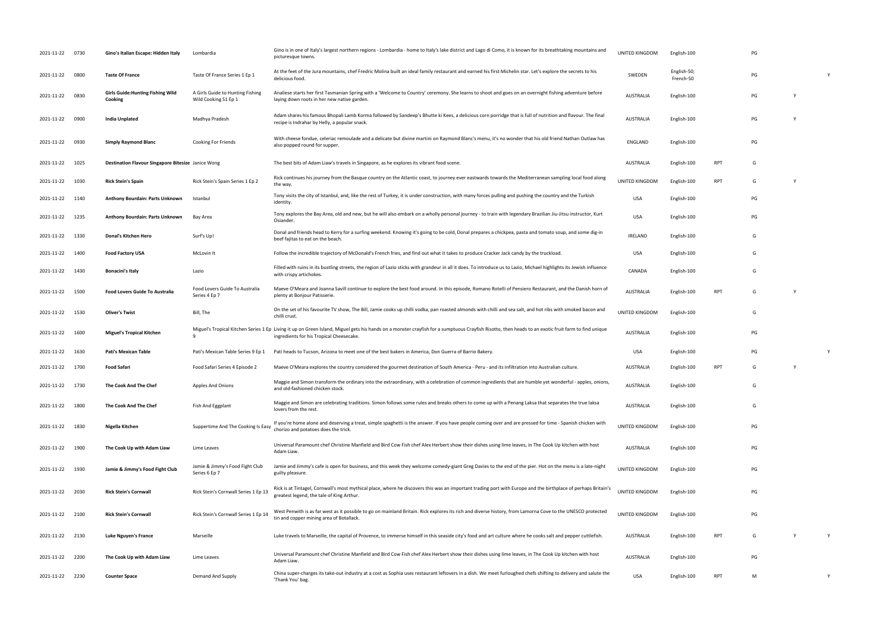| | | | | | | | | | | |
|---|---|---|---|---|---|---|---|---|---|---|
| 2021-11-22 | 0730 | **Gino's Italian Escape: Hidden Italy** | Lombardia | Gino is in one of Italy's largest northern regions - Lombardia - home to Italy's lake district and Lago di Como, it is known for its breathtaking mountains and picturesque towns. | UNITED KINGDOM | English-100 | | PG | | |
| 2021-11-22 | 0800 | **Taste Of France** | Taste Of France Series 1 Ep 1 | At the feet of the Jura mountains, chef Fredric Molina built an ideal family restaurant and earned his first Michelin star. Let's explore the secrets to his delicious food. | SWEDEN | English-50; French-50 | | PG | | Y |
| 2021-11-22 | 0830 | **Girls Guide:Hunting Fishing Wild Cooking** | A Girls Guide to Hunting Fishing Wild Cooking S1 Ep 1 | Analiese starts her first Tasmanian Spring with a 'Welcome to Country' ceremony. She learns to shoot and goes on an overnight fishing adventure before laying down roots in her new native garden. | AUSTRALIA | English-100 | | PG | Y | |
| 2021-11-22 | 0900 | **India Unplated** | Madhya Pradesh | Adam shares his famous Bhopali Lamb Korma followed by Sandeep's Bhutte ki Kees, a delicious corn porridge that is full of nutrition and flavour. The final recipe is Indrahar by Helly, a popular snack. | AUSTRALIA | English-100 | | PG | Y | |
| 2021-11-22 | 0930 | **Simply Raymond Blanc** | Cooking For Friends | With cheese fondue, celeriac remoulade and a delicate but divine martini on Raymond Blanc's menu, it's no wonder that his old friend Nathan Outlaw has also popped round for supper. | ENGLAND | English-100 | | PG | | |
| 2021-11-22 | 1025 | **Destination Flavour Singapore Bitesize** | Janice Wong | The best bits of Adam Liaw's travels in Singapore, as he explores its vibrant food scene. | AUSTRALIA | English-100 | RPT | G | | |
| 2021-11-22 | 1030 | **Rick Stein's Spain** | Rick Stein's Spain Series 1 Ep 2 | Rick continues his journey from the Basque country on the Atlantic coast, to journey ever eastwards towards the Mediterranean sampling local food along the way. | UNITED KINGDOM | English-100 | RPT | G | Y | |
| 2021-11-22 | 1140 | **Anthony Bourdain: Parts Unknown** | Istanbul | Tony visits the city of Istanbul, and, like the rest of Turkey, it is under construction, with many forces pulling and pushing the country and the Turkish identity. | USA | English-100 | | PG | | |
| 2021-11-22 | 1235 | **Anthony Bourdain: Parts Unknown** | Bay Area | Tony explores the Bay Area, old and new, but he will also embark on a wholly personal journey - to train with legendary Brazilian Jiu-Jitsu instructor, Kurt Osiander. | USA | English-100 | | PG | | |
| 2021-11-22 | 1330 | **Donal's Kitchen Hero** | Surf's Up! | Donal and friends head to Kerry for a surfing weekend. Knowing it's going to be cold, Donal prepares a chickpea, pasta and tomato soup, and some dig-in beef fajitas to eat on the beach. | IRELAND | English-100 | | G | | |
| 2021-11-22 | 1400 | **Food Factory USA** | McLovin It | Follow the incredible trajectory of McDonald's French fries, and find out what it takes to produce Cracker Jack candy by the truckload. | USA | English-100 | | G | | |
| 2021-11-22 | 1430 | **Bonacini's Italy** | Lazio | Filled with ruins in its bustling streets, the region of Lazio sticks with grandeur in all it does. To introduce us to Lazio, Michael highlights its Jewish influence with crispy artichokes. | CANADA | English-100 | | G | | |
| 2021-11-22 | 1500 | **Food Lovers Guide To Australia** | Food Lovers Guide To Australia Series 4 Ep 7 | Maeve O'Meara and Joanna Savill continue to explore the best food around. In this episode, Romano Rotelli of Pensiero Restaurant, and the Danish horn of plenty at Bonjour Patisserie. | AUSTRALIA | English-100 | RPT | G | Y | |
| 2021-11-22 | 1530 | **Oliver's Twist** | Bill, The | On the set of his favourite TV show, The Bill, Jamie cooks up chilli vodka, pan roasted almonds with chilli and sea salt, and hot ribs with smoked bacon and chilli crust. | UNITED KINGDOM | English-100 | | G | | |
| 2021-11-22 | 1600 | **Miguel's Tropical Kitchen** | Miguel's Tropical Kitchen Series 1 Ep 9 | Living it up on Green Island, Miguel gets his hands on a monster crayfish for a sumptuous Crayfish Risotto, then heads to an exotic fruit farm to find unique ingredients for his Tropical Cheesecake. | AUSTRALIA | English-100 | | PG | | |
| 2021-11-22 | 1630 | **Pati's Mexican Table** | Pati's Mexican Table Series 9 Ep 1 | Pati heads to Tucson, Arizona to meet one of the best bakers in America, Don Guerra of Barrio Bakery. | USA | English-100 | | PG | | Y |
| 2021-11-22 | 1700 | **Food Safari** | Food Safari Series 4 Episode 2 | Maeve O'Meara explores the country considered the gourmet destination of South America - Peru - and its infiltration into Australian culture. | AUSTRALIA | English-100 | RPT | G | Y | |
| 2021-11-22 | 1730 | **The Cook And The Chef** | Apples And Onions | Maggie and Simon transform the ordinary into the extraordinary, with a celebration of common ingredients that are humble yet wonderful - apples, onions, and old-fashioned chicken stock. | AUSTRALIA | English-100 | | G | | |
| 2021-11-22 | 1800 | **The Cook And The Chef** | Fish And Eggplant | Maggie and Simon are celebrating traditions. Simon follows some rules and breaks others to come up with a Penang Laksa that separates the true laksa lovers from the rest. | AUSTRALIA | English-100 | | G | | |
| 2021-11-22 | 1830 | **Nigella Kitchen** | Suppertime And The Cooking Is Easy | If you're home alone and deserving a treat, simple spaghetti is the answer. If you have people coming over and are pressed for time - Spanish chicken with chorizo and potatoes does the trick. | UNITED KINGDOM | English-100 | | PG | | |
| 2021-11-22 | 1900 | **The Cook Up with Adam Liaw** | Lime Leaves | Universal Paramount chef Christine Manfield and Bird Cow Fish chef Alex Herbert show their dishes using lime leaves, in The Cook Up kitchen with host Adam Liaw. | AUSTRALIA | English-100 | | PG | | |
| 2021-11-22 | 1930 | **Jamie & Jimmy's Food Fight Club** | Jamie & Jimmy's Food Fight Club Series 6 Ep 7 | Jamie and Jimmy's cafe is open for business, and this week they welcome comedy-giant Greg Davies to the end of the pier. Hot on the menu is a late-night guilty pleasure. | UNITED KINGDOM | English-100 | | PG | | |
| 2021-11-22 | 2030 | **Rick Stein's Cornwall** | Rick Stein's Cornwall Series 1 Ep 13 | Rick is at Tintagel, Cornwall's most mythical place, where he discovers this was an important trading port with Europe and the birthplace of perhaps Britain's greatest legend, the tale of King Arthur. | UNITED KINGDOM | English-100 | | PG | | |
| 2021-11-22 | 2100 | **Rick Stein's Cornwall** | Rick Stein's Cornwall Series 1 Ep 14 | West Penwith is as far west as it possible to go on mainland Britain. Rick explores its rich and diverse history, from Lamorna Cove to the UNESCO protected tin and copper mining area of Botallack. | UNITED KINGDOM | English-100 | | PG | | |
| 2021-11-22 | 2130 | **Luke Nguyen's France** | Marseille | Luke travels to Marseille, the capital of Provence, to immerse himself in this seaside city's food and art culture where he cooks salt and pepper cuttlefish. | AUSTRALIA | English-100 | RPT | G | Y | Y |
| 2021-11-22 | 2200 | **The Cook Up with Adam Liaw** | Lime Leaves | Universal Paramount chef Christine Manfield and Bird Cow Fish chef Alex Herbert show their dishes using lime leaves, in The Cook Up kitchen with host Adam Liaw. | AUSTRALIA | English-100 | | PG | | |
| 2021-11-22 | 2230 | **Counter Space** | Demand And Supply | China super-charges its take-out industry at a cost as Sophia uses restaurant leftovers in a dish. We meet furloughed chefs shifting to delivery and salute the 'Thank You' bag. | USA | English-100 | RPT | M | | Y |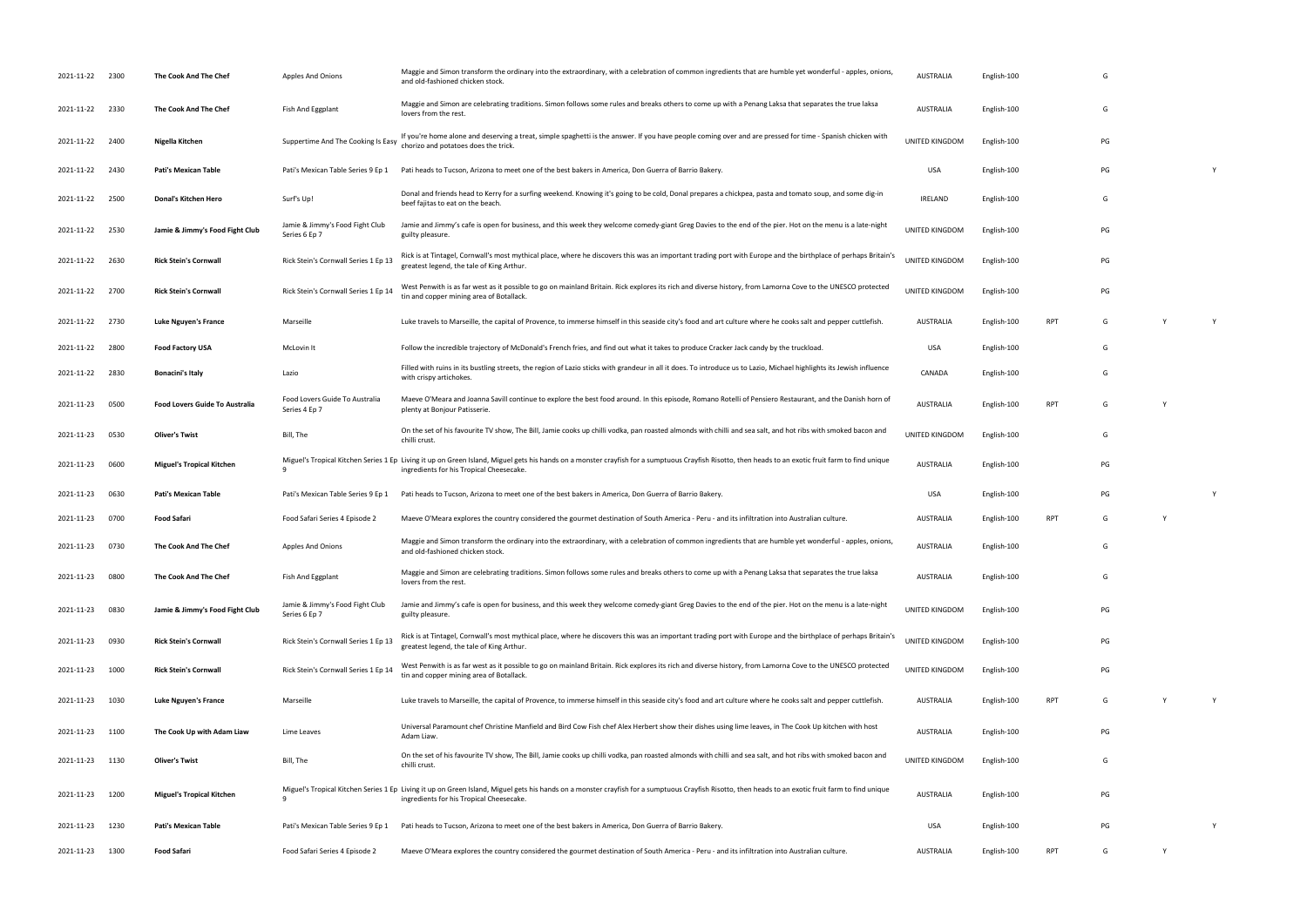| | | | | | | | | | | |
|---|---|---|---|---|---|---|---|---|---|---|
| 2021-11-22 | 2300 | **The Cook And The Chef** | Apples And Onions | Maggie and Simon transform the ordinary into the extraordinary, with a celebration of common ingredients that are humble yet wonderful - apples, onions, and old-fashioned chicken stock. | AUSTRALIA | English-100 | | G | | |
| 2021-11-22 | 2330 | **The Cook And The Chef** | Fish And Eggplant | Maggie and Simon are celebrating traditions. Simon follows some rules and breaks others to come up with a Penang Laksa that separates the true laksa lovers from the rest. | AUSTRALIA | English-100 | | G | | |
| 2021-11-22 | 2400 | **Nigella Kitchen** | Suppertime And The Cooking Is Easy | If you're home alone and deserving a treat, simple spaghetti is the answer. If you have people coming over and are pressed for time - Spanish chicken with chorizo and potatoes does the trick. | UNITED KINGDOM | English-100 | | PG | | |
| 2021-11-22 | 2430 | **Pati's Mexican Table** | Pati's Mexican Table Series 9 Ep 1 | Pati heads to Tucson, Arizona to meet one of the best bakers in America, Don Guerra of Barrio Bakery. | USA | English-100 | | PG | | Y |
| 2021-11-22 | 2500 | **Donal's Kitchen Hero** | Surf's Up! | Donal and friends head to Kerry for a surfing weekend. Knowing it's going to be cold, Donal prepares a chickpea, pasta and tomato soup, and some dig-in beef fajitas to eat on the beach. | IRELAND | English-100 | | G | | |
| 2021-11-22 | 2530 | **Jamie & Jimmy's Food Fight Club** | Jamie & Jimmy's Food Fight Club Series 6 Ep 7 | Jamie and Jimmy's cafe is open for business, and this week they welcome comedy-giant Greg Davies to the end of the pier. Hot on the menu is a late-night guilty pleasure. | UNITED KINGDOM | English-100 | | PG | | |
| 2021-11-22 | 2630 | **Rick Stein's Cornwall** | Rick Stein's Cornwall Series 1 Ep 13 | Rick is at Tintagel, Cornwall's most mythical place, where he discovers this was an important trading port with Europe and the birthplace of perhaps Britain's greatest legend, the tale of King Arthur. | UNITED KINGDOM | English-100 | | PG | | |
| 2021-11-22 | 2700 | **Rick Stein's Cornwall** | Rick Stein's Cornwall Series 1 Ep 14 | West Penwith is as far west as it possible to go on mainland Britain. Rick explores its rich and diverse history, from Lamorna Cove to the UNESCO protected tin and copper mining area of Botallack. | UNITED KINGDOM | English-100 | | PG | | |
| 2021-11-22 | 2730 | **Luke Nguyen's France** | Marseille | Luke travels to Marseille, the capital of Provence, to immerse himself in this seaside city's food and art culture where he cooks salt and pepper cuttlefish. | AUSTRALIA | English-100 | RPT | G | Y | Y |
| 2021-11-22 | 2800 | **Food Factory USA** | McLovin It | Follow the incredible trajectory of McDonald's French fries, and find out what it takes to produce Cracker Jack candy by the truckload. | USA | English-100 | | G | | |
| 2021-11-22 | 2830 | **Bonacini's Italy** | Lazio | Filled with ruins in its bustling streets, the region of Lazio sticks with grandeur in all it does. To introduce us to Lazio, Michael highlights its Jewish influence with crispy artichokes. | CANADA | English-100 | | G | | |
| 2021-11-23 | 0500 | **Food Lovers Guide To Australia** | Food Lovers Guide To Australia Series 4 Ep 7 | Maeve O'Meara and Joanna Savill continue to explore the best food around. In this episode, Romano Rotelli of Pensiero Restaurant, and the Danish horn of plenty at Bonjour Patisserie. | AUSTRALIA | English-100 | RPT | G | Y | |
| 2021-11-23 | 0530 | **Oliver's Twist** | Bill, The | On the set of his favourite TV show, The Bill, Jamie cooks up chilli vodka, pan roasted almonds with chilli and sea salt, and hot ribs with smoked bacon and chilli crust. | UNITED KINGDOM | English-100 | | G | | |
| 2021-11-23 | 0600 | **Miguel's Tropical Kitchen** | Miguel's Tropical Kitchen Series 1 Ep 9 | Living it up on Green Island, Miguel gets his hands on a monster crayfish for a sumptuous Crayfish Risotto, then heads to an exotic fruit farm to find unique ingredients for his Tropical Cheesecake. | AUSTRALIA | English-100 | | PG | | |
| 2021-11-23 | 0630 | **Pati's Mexican Table** | Pati's Mexican Table Series 9 Ep 1 | Pati heads to Tucson, Arizona to meet one of the best bakers in America, Don Guerra of Barrio Bakery. | USA | English-100 | | PG | | Y |
| 2021-11-23 | 0700 | **Food Safari** | Food Safari Series 4 Episode 2 | Maeve O'Meara explores the country considered the gourmet destination of South America - Peru - and its infiltration into Australian culture. | AUSTRALIA | English-100 | RPT | G | Y | |
| 2021-11-23 | 0730 | **The Cook And The Chef** | Apples And Onions | Maggie and Simon transform the ordinary into the extraordinary, with a celebration of common ingredients that are humble yet wonderful - apples, onions, and old-fashioned chicken stock. | AUSTRALIA | English-100 | | G | | |
| 2021-11-23 | 0800 | **The Cook And The Chef** | Fish And Eggplant | Maggie and Simon are celebrating traditions. Simon follows some rules and breaks others to come up with a Penang Laksa that separates the true laksa lovers from the rest. | AUSTRALIA | English-100 | | G | | |
| 2021-11-23 | 0830 | **Jamie & Jimmy's Food Fight Club** | Jamie & Jimmy's Food Fight Club Series 6 Ep 7 | Jamie and Jimmy's cafe is open for business, and this week they welcome comedy-giant Greg Davies to the end of the pier. Hot on the menu is a late-night guilty pleasure. | UNITED KINGDOM | English-100 | | PG | | |
| 2021-11-23 | 0930 | **Rick Stein's Cornwall** | Rick Stein's Cornwall Series 1 Ep 13 | Rick is at Tintagel, Cornwall's most mythical place, where he discovers this was an important trading port with Europe and the birthplace of perhaps Britain's greatest legend, the tale of King Arthur. | UNITED KINGDOM | English-100 | | PG | | |
| 2021-11-23 | 1000 | **Rick Stein's Cornwall** | Rick Stein's Cornwall Series 1 Ep 14 | West Penwith is as far west as it possible to go on mainland Britain. Rick explores its rich and diverse history, from Lamorna Cove to the UNESCO protected tin and copper mining area of Botallack. | UNITED KINGDOM | English-100 | | PG | | |
| 2021-11-23 | 1030 | **Luke Nguyen's France** | Marseille | Luke travels to Marseille, the capital of Provence, to immerse himself in this seaside city's food and art culture where he cooks salt and pepper cuttlefish. | AUSTRALIA | English-100 | RPT | G | Y | Y |
| 2021-11-23 | 1100 | **The Cook Up with Adam Liaw** | Lime Leaves | Universal Paramount chef Christine Manfield and Bird Cow Fish chef Alex Herbert show their dishes using lime leaves, in The Cook Up kitchen with host Adam Liaw. | AUSTRALIA | English-100 | | PG | | |
| 2021-11-23 | 1130 | **Oliver's Twist** | Bill, The | On the set of his favourite TV show, The Bill, Jamie cooks up chilli vodka, pan roasted almonds with chilli and sea salt, and hot ribs with smoked bacon and chilli crust. | UNITED KINGDOM | English-100 | | G | | |
| 2021-11-23 | 1200 | **Miguel's Tropical Kitchen** | Miguel's Tropical Kitchen Series 1 Ep 9 | Living it up on Green Island, Miguel gets his hands on a monster crayfish for a sumptuous Crayfish Risotto, then heads to an exotic fruit farm to find unique ingredients for his Tropical Cheesecake. | AUSTRALIA | English-100 | | PG | | |
| 2021-11-23 | 1230 | **Pati's Mexican Table** | Pati's Mexican Table Series 9 Ep 1 | Pati heads to Tucson, Arizona to meet one of the best bakers in America, Don Guerra of Barrio Bakery. | USA | English-100 | | PG | | Y |
| 2021-11-23 | 1300 | **Food Safari** | Food Safari Series 4 Episode 2 | Maeve O'Meara explores the country considered the gourmet destination of South America - Peru - and its infiltration into Australian culture. | AUSTRALIA | English-100 | RPT | G | Y | |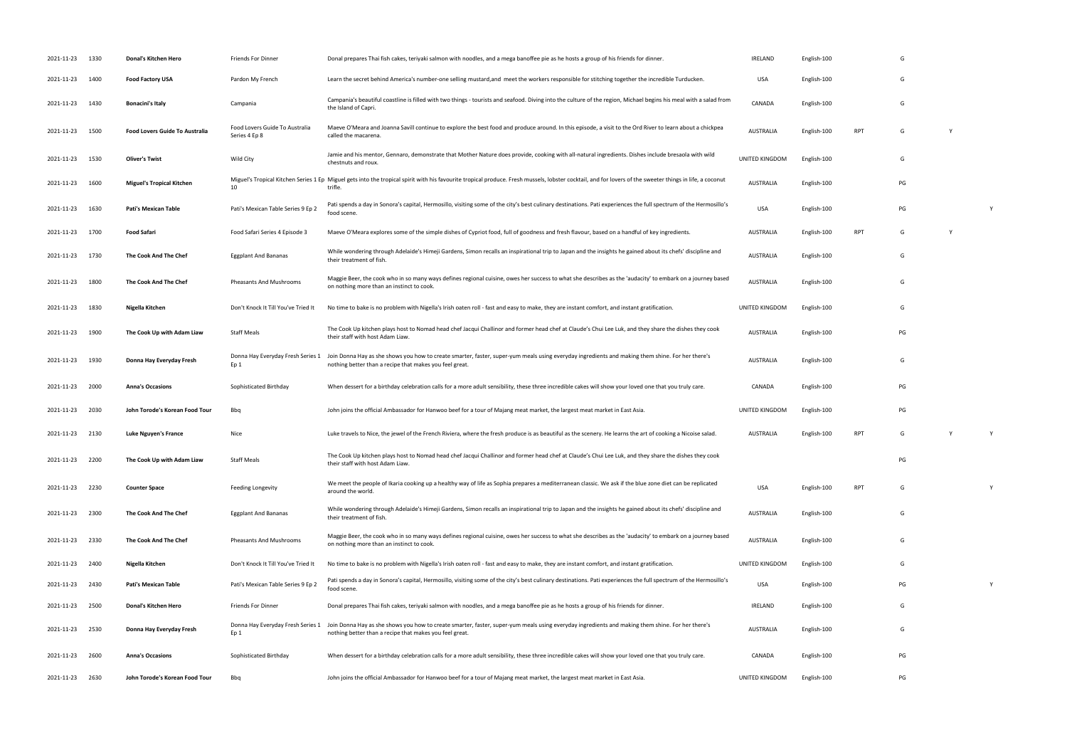| | | | | | | | | | | |
|---|---|---|---|---|---|---|---|---|---|---|
| 2021-11-23 | 1330 | **Donal's Kitchen Hero** | Friends For Dinner | Donal prepares Thai fish cakes, teriyaki salmon with noodles, and a mega banoffee pie as he hosts a group of his friends for dinner. | IRELAND | English-100 | | G | | |
| 2021-11-23 | 1400 | **Food Factory USA** | Pardon My French | Learn the secret behind America's number-one selling mustard,and meet the workers responsible for stitching together the incredible Turducken. | USA | English-100 | | G | | |
| 2021-11-23 | 1430 | **Bonacini's Italy** | Campania | Campania's beautiful coastline is filled with two things - tourists and seafood. Diving into the culture of the region, Michael begins his meal with a salad from the Island of Capri. | CANADA | English-100 | | G | | |
| 2021-11-23 | 1500 | **Food Lovers Guide To Australia** | Food Lovers Guide To Australia Series 4 Ep 8 | Maeve O'Meara and Joanna Savill continue to explore the best food and produce around. In this episode, a visit to the Ord River to learn about a chickpea called the macarena. | AUSTRALIA | English-100 | RPT | G | Y | |
| 2021-11-23 | 1530 | **Oliver's Twist** | Wild City | Jamie and his mentor, Gennaro, demonstrate that Mother Nature does provide, cooking with all-natural ingredients. Dishes include bresaola with wild chestnuts and roux. | UNITED KINGDOM | English-100 | | G | | |
| 2021-11-23 | 1600 | **Miguel's Tropical Kitchen** | Miguel's Tropical Kitchen Series 1 Ep 10 | Miguel gets into the tropical spirit with his favourite tropical produce. Fresh mussels, lobster cocktail, and for lovers of the sweeter things in life, a coconut trifle. | AUSTRALIA | English-100 | | PG | | |
| 2021-11-23 | 1630 | **Pati's Mexican Table** | Pati's Mexican Table Series 9 Ep 2 | Pati spends a day in Sonora's capital, Hermosillo, visiting some of the city's best culinary destinations. Pati experiences the full spectrum of the Hermosillo's food scene. | USA | English-100 | | PG | | Y |
| 2021-11-23 | 1700 | **Food Safari** | Food Safari Series 4 Episode 3 | Maeve O'Meara explores some of the simple dishes of Cypriot food, full of goodness and fresh flavour, based on a handful of key ingredients. | AUSTRALIA | English-100 | RPT | G | Y | |
| 2021-11-23 | 1730 | **The Cook And The Chef** | Eggplant And Bananas | While wondering through Adelaide's Himeji Gardens, Simon recalls an inspirational trip to Japan and the insights he gained about its chefs' discipline and their treatment of fish. | AUSTRALIA | English-100 | | G | | |
| 2021-11-23 | 1800 | **The Cook And The Chef** | Pheasants And Mushrooms | Maggie Beer, the cook who in so many ways defines regional cuisine, owes her success to what she describes as the 'audacity' to embark on a journey based on nothing more than an instinct to cook. | AUSTRALIA | English-100 | | G | | |
| 2021-11-23 | 1830 | **Nigella Kitchen** | Don't Knock It Till You've Tried It | No time to bake is no problem with Nigella's Irish oaten roll - fast and easy to make, they are instant comfort, and instant gratification. | UNITED KINGDOM | English-100 | | G | | |
| 2021-11-23 | 1900 | **The Cook Up with Adam Liaw** | Staff Meals | The Cook Up kitchen plays host to Nomad head chef Jacqui Challinor and former head chef at Claude's Chui Lee Luk, and they share the dishes they cook their staff with host Adam Liaw. | AUSTRALIA | English-100 | | PG | | |
| 2021-11-23 | 1930 | **Donna Hay Everyday Fresh** | Donna Hay Everyday Fresh Series 1 Ep 1 | Join Donna Hay as she shows you how to create smarter, faster, super-yum meals using everyday ingredients and making them shine. For her there's nothing better than a recipe that makes you feel great. | AUSTRALIA | English-100 | | G | | |
| 2021-11-23 | 2000 | **Anna's Occasions** | Sophisticated Birthday | When dessert for a birthday celebration calls for a more adult sensibility, these three incredible cakes will show your loved one that you truly care. | CANADA | English-100 | | PG | | |
| 2021-11-23 | 2030 | **John Torode's Korean Food Tour** | Bbq | John joins the official Ambassador for Hanwoo beef for a tour of Majang meat market, the largest meat market in East Asia. | UNITED KINGDOM | English-100 | | PG | | |
| 2021-11-23 | 2130 | **Luke Nguyen's France** | Nice | Luke travels to Nice, the jewel of the French Riviera, where the fresh produce is as beautiful as the scenery. He learns the art of cooking a Nicoise salad. | AUSTRALIA | English-100 | RPT | G | Y | Y |
| 2021-11-23 | 2200 | **The Cook Up with Adam Liaw** | Staff Meals | The Cook Up kitchen plays host to Nomad head chef Jacqui Challinor and former head chef at Claude's Chui Lee Luk, and they share the dishes they cook their staff with host Adam Liaw. | | | | PG | | |
| 2021-11-23 | 2230 | **Counter Space** | Feeding Longevity | We meet the people of Ikaria cooking up a healthy way of life as Sophia prepares a mediterranean classic. We ask if the blue zone diet can be replicated around the world. | USA | English-100 | RPT | G | | Y |
| 2021-11-23 | 2300 | **The Cook And The Chef** | Eggplant And Bananas | While wondering through Adelaide's Himeji Gardens, Simon recalls an inspirational trip to Japan and the insights he gained about its chefs' discipline and their treatment of fish. | AUSTRALIA | English-100 | | G | | |
| 2021-11-23 | 2330 | **The Cook And The Chef** | Pheasants And Mushrooms | Maggie Beer, the cook who in so many ways defines regional cuisine, owes her success to what she describes as the 'audacity' to embark on a journey based on nothing more than an instinct to cook. | AUSTRALIA | English-100 | | G | | |
| 2021-11-23 | 2400 | **Nigella Kitchen** | Don't Knock It Till You've Tried It | No time to bake is no problem with Nigella's Irish oaten roll - fast and easy to make, they are instant comfort, and instant gratification. | UNITED KINGDOM | English-100 | | G | | |
| 2021-11-23 | 2430 | **Pati's Mexican Table** | Pati's Mexican Table Series 9 Ep 2 | Pati spends a day in Sonora's capital, Hermosillo, visiting some of the city's best culinary destinations. Pati experiences the full spectrum of the Hermosillo's food scene. | USA | English-100 | | PG | | Y |
| 2021-11-23 | 2500 | **Donal's Kitchen Hero** | Friends For Dinner | Donal prepares Thai fish cakes, teriyaki salmon with noodles, and a mega banoffee pie as he hosts a group of his friends for dinner. | IRELAND | English-100 | | G | | |
| 2021-11-23 | 2530 | **Donna Hay Everyday Fresh** | Donna Hay Everyday Fresh Series 1 Ep 1 | Join Donna Hay as she shows you how to create smarter, faster, super-yum meals using everyday ingredients and making them shine. For her there's nothing better than a recipe that makes you feel great. | AUSTRALIA | English-100 | | G | | |
| 2021-11-23 | 2600 | **Anna's Occasions** | Sophisticated Birthday | When dessert for a birthday celebration calls for a more adult sensibility, these three incredible cakes will show your loved one that you truly care. | CANADA | English-100 | | PG | | |
| 2021-11-23 | 2630 | **John Torode's Korean Food Tour** | Bbq | John joins the official Ambassador for Hanwoo beef for a tour of Majang meat market, the largest meat market in East Asia. | UNITED KINGDOM | English-100 | | PG | | |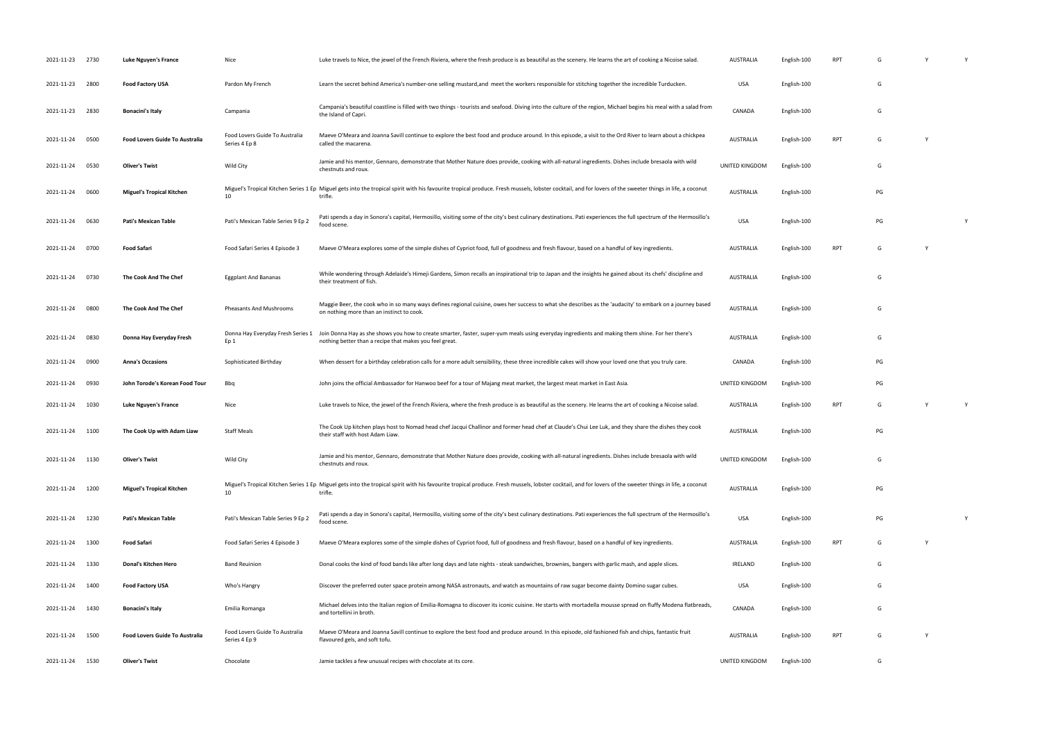| 2021-11-23 | 2730 | Luke Nguyen's France | Nice | Luke travels to Nice, the jewel of the French Riviera, where the fresh produce is as beautiful as the scenery. He learns the art of cooking a Nicoise salad. | AUSTRALIA | English-100 | RPT | G | Y | Y |
|---|---|---|---|---|---|---|---|---|---|---|
| 2021-11-23 | 2800 | Food Factory USA | Pardon My French | Learn the secret behind America's number-one selling mustard,and meet the workers responsible for stitching together the incredible Turducken. | USA | English-100 | | G | | |
| 2021-11-23 | 2830 | Bonacini's Italy | Campania | Campania's beautiful coastline is filled with two things - tourists and seafood. Diving into the culture of the region, Michael begins his meal with a salad from the Island of Capri. | CANADA | English-100 | | G | | |
| 2021-11-24 | 0500 | Food Lovers Guide To Australia | Food Lovers Guide To Australia Series 4 Ep 8 | Maeve O'Meara and Joanna Savill continue to explore the best food and produce around. In this episode, a visit to the Ord River to learn about a chickpea called the macarena. | AUSTRALIA | English-100 | RPT | G | Y | |
| 2021-11-24 | 0530 | Oliver's Twist | Wild City | Jamie and his mentor, Gennaro, demonstrate that Mother Nature does provide, cooking with all-natural ingredients. Dishes include bresaola with wild chestnuts and roux. | UNITED KINGDOM | English-100 | | G | | |
| 2021-11-24 | 0600 | Miguel's Tropical Kitchen | Miguel's Tropical Kitchen Series 1 Ep 10 | Miguel gets into the tropical spirit with his favourite tropical produce. Fresh mussels, lobster cocktail, and for lovers of the sweeter things in life, a coconut trifle. | AUSTRALIA | English-100 | | PG | | |
| 2021-11-24 | 0630 | Pati's Mexican Table | Pati's Mexican Table Series 9 Ep 2 | Pati spends a day in Sonora's capital, Hermosillo, visiting some of the city's best culinary destinations. Pati experiences the full spectrum of the Hermosillo's food scene. | USA | English-100 | | PG | | Y |
| 2021-11-24 | 0700 | Food Safari | Food Safari Series 4 Episode 3 | Maeve O'Meara explores some of the simple dishes of Cypriot food, full of goodness and fresh flavour, based on a handful of key ingredients. | AUSTRALIA | English-100 | RPT | G | Y | |
| 2021-11-24 | 0730 | The Cook And The Chef | Eggplant And Bananas | While wondering through Adelaide's Himeji Gardens, Simon recalls an inspirational trip to Japan and the insights he gained about its chefs' discipline and their treatment of fish. | AUSTRALIA | English-100 | | G | | |
| 2021-11-24 | 0800 | The Cook And The Chef | Pheasants And Mushrooms | Maggie Beer, the cook who in so many ways defines regional cuisine, owes her success to what she describes as the 'audacity' to embark on a journey based on nothing more than an instinct to cook. | AUSTRALIA | English-100 | | G | | |
| 2021-11-24 | 0830 | Donna Hay Everyday Fresh | Donna Hay Everyday Fresh Series 1 Ep 1 | Join Donna Hay as she shows you how to create smarter, faster, super-yum meals using everyday ingredients and making them shine. For her there's nothing better than a recipe that makes you feel great. | AUSTRALIA | English-100 | | G | | |
| 2021-11-24 | 0900 | Anna's Occasions | Sophisticated Birthday | When dessert for a birthday celebration calls for a more adult sensibility, these three incredible cakes will show your loved one that you truly care. | CANADA | English-100 | | PG | | |
| 2021-11-24 | 0930 | John Torode's Korean Food Tour | Bbq | John joins the official Ambassador for Hanwoo beef for a tour of Majang meat market, the largest meat market in East Asia. | UNITED KINGDOM | English-100 | | PG | | |
| 2021-11-24 | 1030 | Luke Nguyen's France | Nice | Luke travels to Nice, the jewel of the French Riviera, where the fresh produce is as beautiful as the scenery. He learns the art of cooking a Nicoise salad. | AUSTRALIA | English-100 | RPT | G | Y | Y |
| 2021-11-24 | 1100 | The Cook Up with Adam Liaw | Staff Meals | The Cook Up kitchen plays host to Nomad head chef Jacqui Challinor and former head chef at Claude's Chui Lee Luk, and they share the dishes they cook their staff with host Adam Liaw. | AUSTRALIA | English-100 | | PG | | |
| 2021-11-24 | 1130 | Oliver's Twist | Wild City | Jamie and his mentor, Gennaro, demonstrate that Mother Nature does provide, cooking with all-natural ingredients. Dishes include bresaola with wild chestnuts and roux. | UNITED KINGDOM | English-100 | | G | | |
| 2021-11-24 | 1200 | Miguel's Tropical Kitchen | Miguel's Tropical Kitchen Series 1 Ep 10 | Miguel gets into the tropical spirit with his favourite tropical produce. Fresh mussels, lobster cocktail, and for lovers of the sweeter things in life, a coconut trifle. | AUSTRALIA | English-100 | | PG | | |
| 2021-11-24 | 1230 | Pati's Mexican Table | Pati's Mexican Table Series 9 Ep 2 | Pati spends a day in Sonora's capital, Hermosillo, visiting some of the city's best culinary destinations. Pati experiences the full spectrum of the Hermosillo's food scene. | USA | English-100 | | PG | | Y |
| 2021-11-24 | 1300 | Food Safari | Food Safari Series 4 Episode 3 | Maeve O'Meara explores some of the simple dishes of Cypriot food, full of goodness and fresh flavour, based on a handful of key ingredients. | AUSTRALIA | English-100 | RPT | G | Y | |
| 2021-11-24 | 1330 | Donal's Kitchen Hero | Band Reuinion | Donal cooks the kind of food bands like after long days and late nights - steak sandwiches, brownies, bangers with garlic mash, and apple slices. | IRELAND | English-100 | | G | | |
| 2021-11-24 | 1400 | Food Factory USA | Who's Hangry | Discover the preferred outer space protein among NASA astronauts, and watch as mountains of raw sugar become dainty Domino sugar cubes. | USA | English-100 | | G | | |
| 2021-11-24 | 1430 | Bonacini's Italy | Emilia Romanga | Michael delves into the Italian region of Emilia-Romagna to discover its iconic cuisine. He starts with mortadella mousse spread on fluffy Modena flatbreads, and tortellini in broth. | CANADA | English-100 | | G | | |
| 2021-11-24 | 1500 | Food Lovers Guide To Australia | Food Lovers Guide To Australia Series 4 Ep 9 | Maeve O'Meara and Joanna Savill continue to explore the best food and produce around. In this episode, old fashioned fish and chips, fantastic fruit flavoured gels, and soft tofu. | AUSTRALIA | English-100 | RPT | G | Y | |
| 2021-11-24 | 1530 | Oliver's Twist | Chocolate | Jamie tackles a few unusual recipes with chocolate at its core. | UNITED KINGDOM | English-100 | | G | | |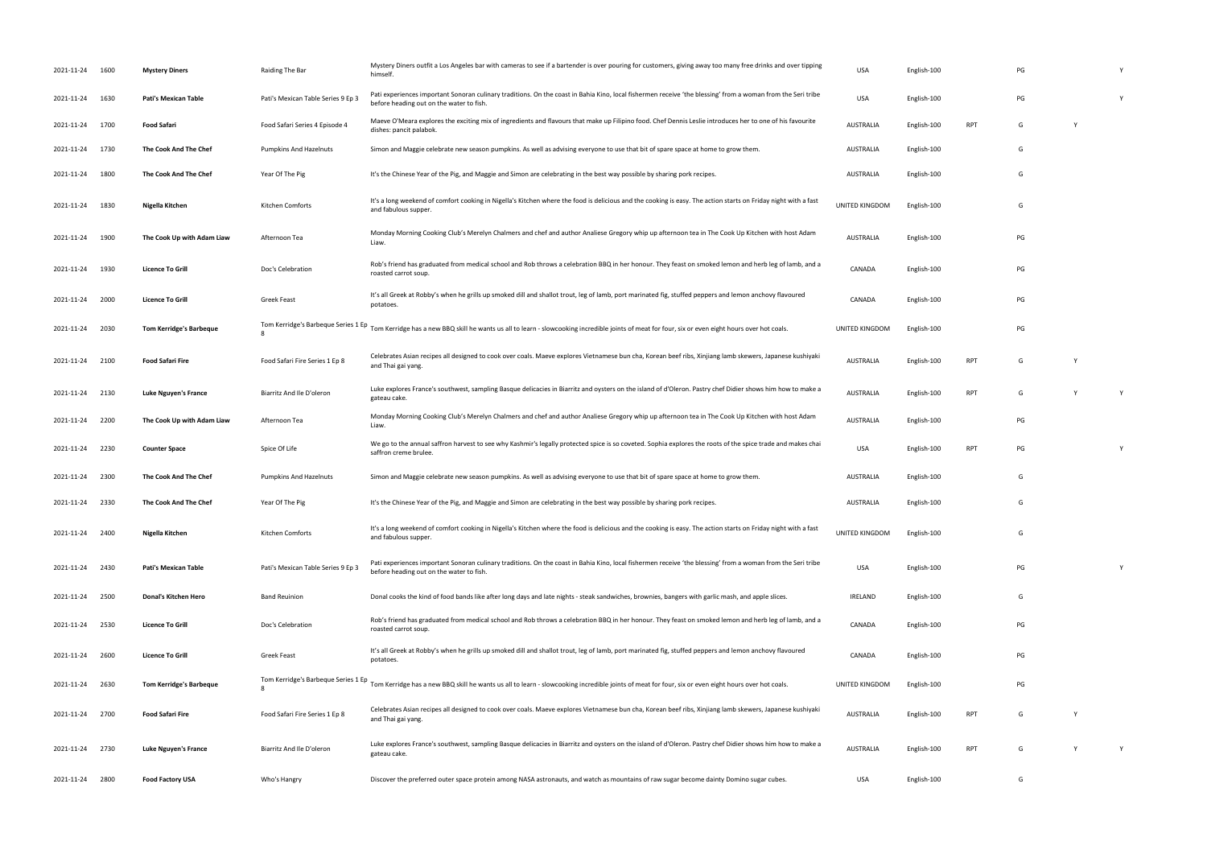| | | | | | | | | | | |
|---|---|---|---|---|---|---|---|---|---|---|
| 2021-11-24 | 1600 | **Mystery Diners** | Raiding The Bar | Mystery Diners outfit a Los Angeles bar with cameras to see if a bartender is over pouring for customers, giving away too many free drinks and over tipping himself. | USA | English-100 | | PG | | Y |
| 2021-11-24 | 1630 | **Pati's Mexican Table** | Pati's Mexican Table Series 9 Ep 3 | Pati experiences important Sonoran culinary traditions. On the coast in Bahia Kino, local fishermen receive 'the blessing' from a woman from the Seri tribe before heading out on the water to fish. | USA | English-100 | | PG | | Y |
| 2021-11-24 | 1700 | **Food Safari** | Food Safari Series 4 Episode 4 | Maeve O'Meara explores the exciting mix of ingredients and flavours that make up Filipino food. Chef Dennis Leslie introduces her to one of his favourite dishes: pancit palabok. | AUSTRALIA | English-100 | RPT | G | Y | |
| 2021-11-24 | 1730 | **The Cook And The Chef** | Pumpkins And Hazelnuts | Simon and Maggie celebrate new season pumpkins. As well as advising everyone to use that bit of spare space at home to grow them. | AUSTRALIA | English-100 | | G | | |
| 2021-11-24 | 1800 | **The Cook And The Chef** | Year Of The Pig | It's the Chinese Year of the Pig, and Maggie and Simon are celebrating in the best way possible by sharing pork recipes. | AUSTRALIA | English-100 | | G | | |
| 2021-11-24 | 1830 | **Nigella Kitchen** | Kitchen Comforts | It's a long weekend of comfort cooking in Nigella's Kitchen where the food is delicious and the cooking is easy. The action starts on Friday night with a fast and fabulous supper. | UNITED KINGDOM | English-100 | | G | | |
| 2021-11-24 | 1900 | **The Cook Up with Adam Liaw** | Afternoon Tea | Monday Morning Cooking Club's Merelyn Chalmers and chef and author Analiese Gregory whip up afternoon tea in The Cook Up Kitchen with host Adam Liaw. | AUSTRALIA | English-100 | | PG | | |
| 2021-11-24 | 1930 | **Licence To Grill** | Doc's Celebration | Rob's friend has graduated from medical school and Rob throws a celebration BBQ in her honour. They feast on smoked lemon and herb leg of lamb, and a roasted carrot soup. | CANADA | English-100 | | PG | | |
| 2021-11-24 | 2000 | **Licence To Grill** | Greek Feast | It's all Greek at Robby's when he grills up smoked dill and shallot trout, leg of lamb, port marinated fig, stuffed peppers and lemon anchovy flavoured potatoes. | CANADA | English-100 | | PG | | |
| 2021-11-24 | 2030 | **Tom Kerridge's Barbeque** | Tom Kerridge's Barbeque Series 1 Ep 8 | Tom Kerridge has a new BBQ skill he wants us all to learn - slowcooking incredible joints of meat for four, six or even eight hours over hot coals. | UNITED KINGDOM | English-100 | | PG | | |
| 2021-11-24 | 2100 | **Food Safari Fire** | Food Safari Fire Series 1 Ep 8 | Celebrates Asian recipes all designed to cook over coals. Maeve explores Vietnamese bun cha, Korean beef ribs, Xinjiang lamb skewers, Japanese kushiyaki and Thai gai yang. | AUSTRALIA | English-100 | RPT | G | Y | |
| 2021-11-24 | 2130 | **Luke Nguyen's France** | Biarritz And Ile D'oleron | Luke explores France's southwest, sampling Basque delicacies in Biarritz and oysters on the island of d'Oleron. Pastry chef Didier shows him how to make a gateau cake. | AUSTRALIA | English-100 | RPT | G | Y | Y |
| 2021-11-24 | 2200 | **The Cook Up with Adam Liaw** | Afternoon Tea | Monday Morning Cooking Club's Merelyn Chalmers and chef and author Analiese Gregory whip up afternoon tea in The Cook Up Kitchen with host Adam Liaw. | AUSTRALIA | English-100 | | PG | | |
| 2021-11-24 | 2230 | **Counter Space** | Spice Of Life | We go to the annual saffron harvest to see why Kashmir's legally protected spice is so coveted. Sophia explores the roots of the spice trade and makes chai saffron creme brulee. | USA | English-100 | RPT | PG | | Y |
| 2021-11-24 | 2300 | **The Cook And The Chef** | Pumpkins And Hazelnuts | Simon and Maggie celebrate new season pumpkins. As well as advising everyone to use that bit of spare space at home to grow them. | AUSTRALIA | English-100 | | G | | |
| 2021-11-24 | 2330 | **The Cook And The Chef** | Year Of The Pig | It's the Chinese Year of the Pig, and Maggie and Simon are celebrating in the best way possible by sharing pork recipes. | AUSTRALIA | English-100 | | G | | |
| 2021-11-24 | 2400 | **Nigella Kitchen** | Kitchen Comforts | It's a long weekend of comfort cooking in Nigella's Kitchen where the food is delicious and the cooking is easy. The action starts on Friday night with a fast and fabulous supper. | UNITED KINGDOM | English-100 | | G | | |
| 2021-11-24 | 2430 | **Pati's Mexican Table** | Pati's Mexican Table Series 9 Ep 3 | Pati experiences important Sonoran culinary traditions. On the coast in Bahia Kino, local fishermen receive 'the blessing' from a woman from the Seri tribe before heading out on the water to fish. | USA | English-100 | | PG | | Y |
| 2021-11-24 | 2500 | **Donal's Kitchen Hero** | Band Reuinion | Donal cooks the kind of food bands like after long days and late nights - steak sandwiches, brownies, bangers with garlic mash, and apple slices. | IRELAND | English-100 | | G | | |
| 2021-11-24 | 2530 | **Licence To Grill** | Doc's Celebration | Rob's friend has graduated from medical school and Rob throws a celebration BBQ in her honour. They feast on smoked lemon and herb leg of lamb, and a roasted carrot soup. | CANADA | English-100 | | PG | | |
| 2021-11-24 | 2600 | **Licence To Grill** | Greek Feast | It's all Greek at Robby's when he grills up smoked dill and shallot trout, leg of lamb, port marinated fig, stuffed peppers and lemon anchovy flavoured potatoes. | CANADA | English-100 | | PG | | |
| 2021-11-24 | 2630 | **Tom Kerridge's Barbeque** | Tom Kerridge's Barbeque Series 1 Ep 8 | Tom Kerridge has a new BBQ skill he wants us all to learn - slowcooking incredible joints of meat for four, six or even eight hours over hot coals. | UNITED KINGDOM | English-100 | | PG | | |
| 2021-11-24 | 2700 | **Food Safari Fire** | Food Safari Fire Series 1 Ep 8 | Celebrates Asian recipes all designed to cook over coals. Maeve explores Vietnamese bun cha, Korean beef ribs, Xinjiang lamb skewers, Japanese kushiyaki and Thai gai yang. | AUSTRALIA | English-100 | RPT | G | Y | |
| 2021-11-24 | 2730 | **Luke Nguyen's France** | Biarritz And Ile D'oleron | Luke explores France's southwest, sampling Basque delicacies in Biarritz and oysters on the island of d'Oleron. Pastry chef Didier shows him how to make a gateau cake. | AUSTRALIA | English-100 | RPT | G | Y | Y |
| 2021-11-24 | 2800 | **Food Factory USA** | Who's Hangry | Discover the preferred outer space protein among NASA astronauts, and watch as mountains of raw sugar become dainty Domino sugar cubes. | USA | English-100 | | G | | |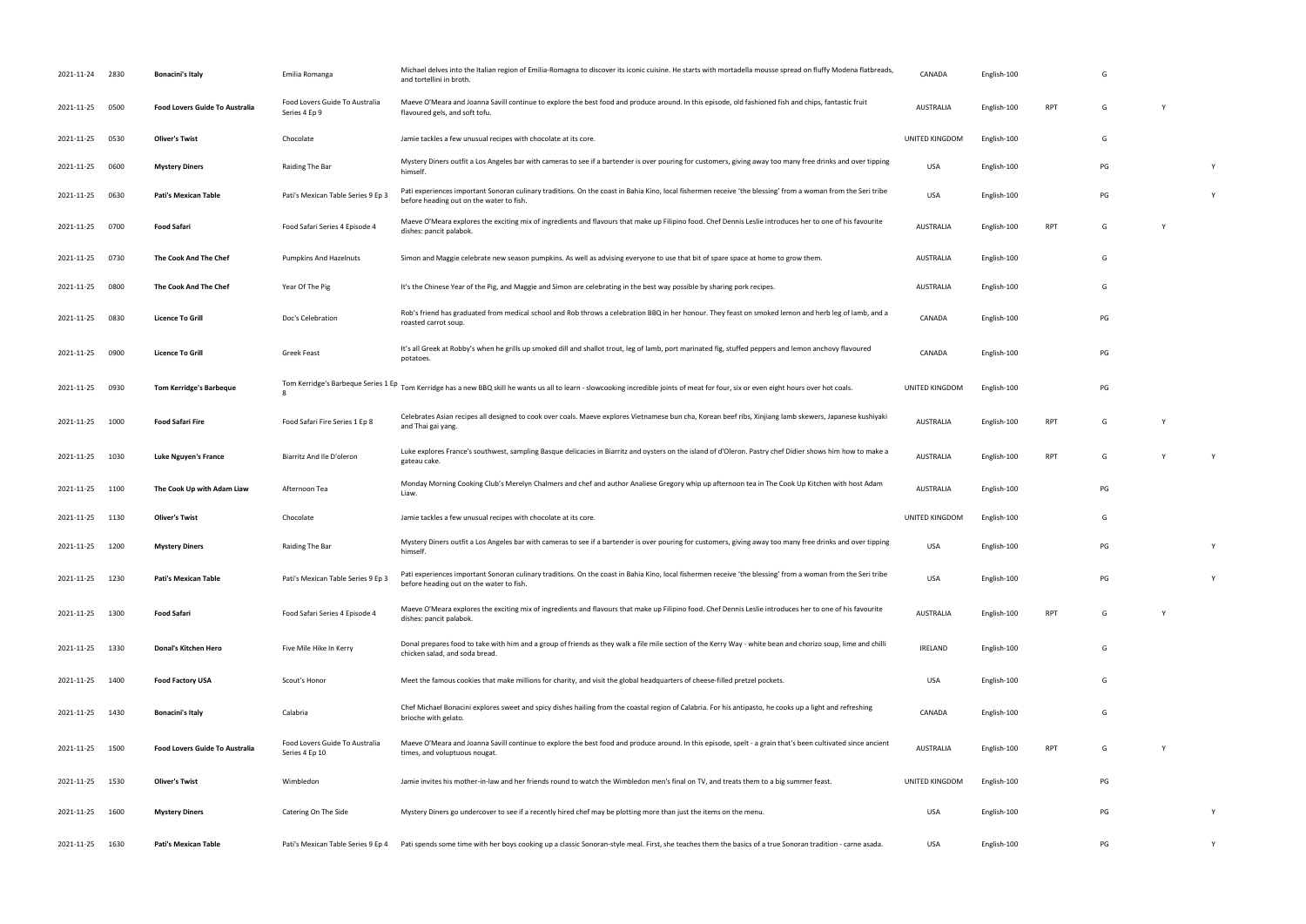| | | | | | | | | | | |
|---|---|---|---|---|---|---|---|---|---|---|
| 2021-11-24 | 2830 | **Bonacini's Italy** | Emilia Romanga | Michael delves into the Italian region of Emilia-Romagna to discover its iconic cuisine. He starts with mortadella mousse spread on fluffy Modena flatbreads, and tortellini in broth. | CANADA | English-100 | | G | | |
| 2021-11-25 | 0500 | **Food Lovers Guide To Australia** | Food Lovers Guide To Australia Series 4 Ep 9 | Maeve O'Meara and Joanna Savill continue to explore the best food and produce around. In this episode, old fashioned fish and chips, fantastic fruit flavoured gels, and soft tofu. | AUSTRALIA | English-100 | RPT | G | Y | |
| 2021-11-25 | 0530 | **Oliver's Twist** | Chocolate | Jamie tackles a few unusual recipes with chocolate at its core. | UNITED KINGDOM | English-100 | | G | | |
| 2021-11-25 | 0600 | **Mystery Diners** | Raiding The Bar | Mystery Diners outfit a Los Angeles bar with cameras to see if a bartender is over pouring for customers, giving away too many free drinks and over tipping himself. | USA | English-100 | | PG | | Y |
| 2021-11-25 | 0630 | **Pati's Mexican Table** | Pati's Mexican Table Series 9 Ep 3 | Pati experiences important Sonoran culinary traditions. On the coast in Bahia Kino, local fishermen receive 'the blessing' from a woman from the Seri tribe before heading out on the water to fish. | USA | English-100 | | PG | | Y |
| 2021-11-25 | 0700 | **Food Safari** | Food Safari Series 4 Episode 4 | Maeve O'Meara explores the exciting mix of ingredients and flavours that make up Filipino food. Chef Dennis Leslie introduces her to one of his favourite dishes: pancit palabok. | AUSTRALIA | English-100 | RPT | G | Y | |
| 2021-11-25 | 0730 | **The Cook And The Chef** | Pumpkins And Hazelnuts | Simon and Maggie celebrate new season pumpkins. As well as advising everyone to use that bit of spare space at home to grow them. | AUSTRALIA | English-100 | | G | | |
| 2021-11-25 | 0800 | **The Cook And The Chef** | Year Of The Pig | It's the Chinese Year of the Pig, and Maggie and Simon are celebrating in the best way possible by sharing pork recipes. | AUSTRALIA | English-100 | | G | | |
| 2021-11-25 | 0830 | **Licence To Grill** | Doc's Celebration | Rob's friend has graduated from medical school and Rob throws a celebration BBQ in her honour. They feast on smoked lemon and herb leg of lamb, and a roasted carrot soup. | CANADA | English-100 | | PG | | |
| 2021-11-25 | 0900 | **Licence To Grill** | Greek Feast | It's all Greek at Robby's when he grills up smoked dill and shallot trout, leg of lamb, port marinated fig, stuffed peppers and lemon anchovy flavoured potatoes. | CANADA | English-100 | | PG | | |
| 2021-11-25 | 0930 | **Tom Kerridge's Barbeque** | Tom Kerridge's Barbeque Series 1 Ep 8 | Tom Kerridge has a new BBQ skill he wants us all to learn - slowcooking incredible joints of meat for four, six or even eight hours over hot coals. | UNITED KINGDOM | English-100 | | PG | | |
| 2021-11-25 | 1000 | **Food Safari Fire** | Food Safari Fire Series 1 Ep 8 | Celebrates Asian recipes all designed to cook over coals. Maeve explores Vietnamese bun cha, Korean beef ribs, Xinjiang lamb skewers, Japanese kushiyaki and Thai gai yang. | AUSTRALIA | English-100 | RPT | G | Y | |
| 2021-11-25 | 1030 | **Luke Nguyen's France** | Biarritz And Ile D'oleron | Luke explores France's southwest, sampling Basque delicacies in Biarritz and oysters on the island of d'Oleron. Pastry chef Didier shows him how to make a gateau cake. | AUSTRALIA | English-100 | RPT | G | Y | Y |
| 2021-11-25 | 1100 | **The Cook Up with Adam Liaw** | Afternoon Tea | Monday Morning Cooking Club's Merelyn Chalmers and chef and author Analiese Gregory whip up afternoon tea in The Cook Up Kitchen with host Adam Liaw. | AUSTRALIA | English-100 | | PG | | |
| 2021-11-25 | 1130 | **Oliver's Twist** | Chocolate | Jamie tackles a few unusual recipes with chocolate at its core. | UNITED KINGDOM | English-100 | | G | | |
| 2021-11-25 | 1200 | **Mystery Diners** | Raiding The Bar | Mystery Diners outfit a Los Angeles bar with cameras to see if a bartender is over pouring for customers, giving away too many free drinks and over tipping himself. | USA | English-100 | | PG | | Y |
| 2021-11-25 | 1230 | **Pati's Mexican Table** | Pati's Mexican Table Series 9 Ep 3 | Pati experiences important Sonoran culinary traditions. On the coast in Bahia Kino, local fishermen receive 'the blessing' from a woman from the Seri tribe before heading out on the water to fish. | USA | English-100 | | PG | | Y |
| 2021-11-25 | 1300 | **Food Safari** | Food Safari Series 4 Episode 4 | Maeve O'Meara explores the exciting mix of ingredients and flavours that make up Filipino food. Chef Dennis Leslie introduces her to one of his favourite dishes: pancit palabok. | AUSTRALIA | English-100 | RPT | G | Y | |
| 2021-11-25 | 1330 | **Donal's Kitchen Hero** | Five Mile Hike In Kerry | Donal prepares food to take with him and a group of friends as they walk a file mile section of the Kerry Way - white bean and chorizo soup, lime and chilli chicken salad, and soda bread. | IRELAND | English-100 | | G | | |
| 2021-11-25 | 1400 | **Food Factory USA** | Scout's Honor | Meet the famous cookies that make millions for charity, and visit the global headquarters of cheese-filled pretzel pockets. | USA | English-100 | | G | | |
| 2021-11-25 | 1430 | **Bonacini's Italy** | Calabria | Chef Michael Bonacini explores sweet and spicy dishes hailing from the coastal region of Calabria. For his antipasto, he cooks up a light and refreshing brioche with gelato. | CANADA | English-100 | | G | | |
| 2021-11-25 | 1500 | **Food Lovers Guide To Australia** | Food Lovers Guide To Australia Series 4 Ep 10 | Maeve O'Meara and Joanna Savill continue to explore the best food and produce around. In this episode, spelt - a grain that's been cultivated since ancient times, and voluptuous nougat. | AUSTRALIA | English-100 | RPT | G | Y | |
| 2021-11-25 | 1530 | **Oliver's Twist** | Wimbledon | Jamie invites his mother-in-law and her friends round to watch the Wimbledon men's final on TV, and treats them to a big summer feast. | UNITED KINGDOM | English-100 | | PG | | |
| 2021-11-25 | 1600 | **Mystery Diners** | Catering On The Side | Mystery Diners go undercover to see if a recently hired chef may be plotting more than just the items on the menu. | USA | English-100 | | PG | | Y |
| 2021-11-25 | 1630 | **Pati's Mexican Table** | Pati's Mexican Table Series 9 Ep 4 | Pati spends some time with her boys cooking up a classic Sonoran-style meal. First, she teaches them the basics of a true Sonoran tradition - carne asada. | USA | English-100 | | PG | | Y |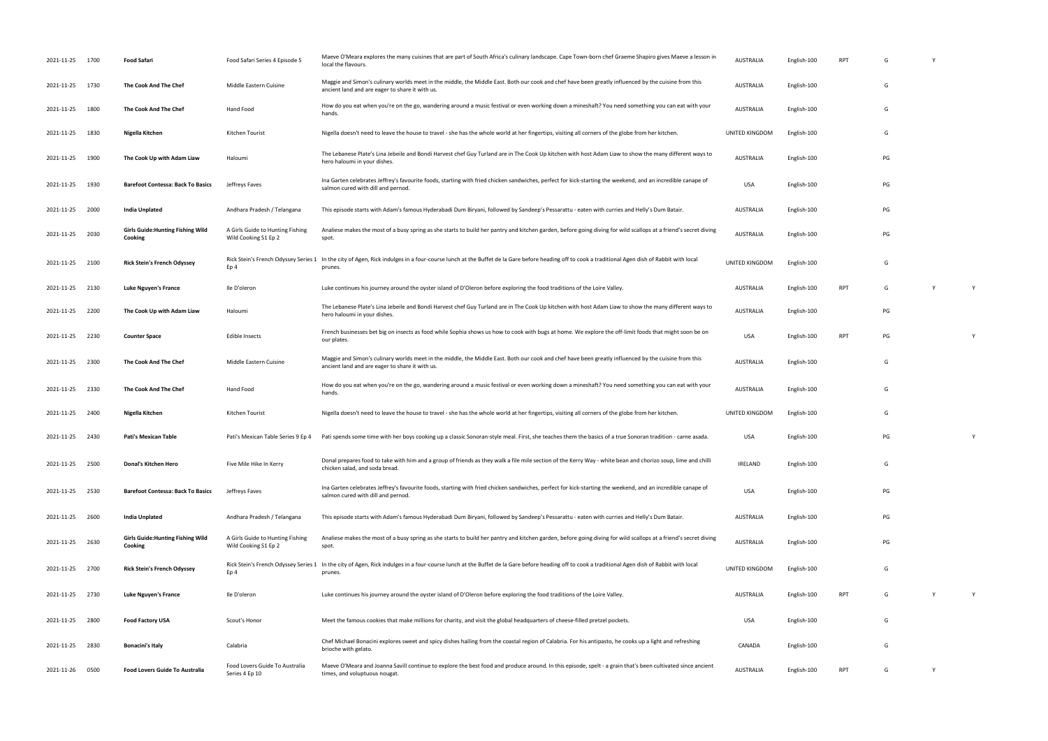| | | | | | | | | | | |
|---|---|---|---|---|---|---|---|---|---|---|
| 2021-11-25 | 1700 | **Food Safari** | Food Safari Series 4 Episode 5 | Maeve O'Meara explores the many cuisines that are part of South Africa's culinary landscape. Cape Town-born chef Graeme Shapiro gives Maeve a lesson in local the flavours. | AUSTRALIA | English-100 | RPT | G | Y | |
| 2021-11-25 | 1730 | **The Cook And The Chef** | Middle Eastern Cuisine | Maggie and Simon's culinary worlds meet in the middle, the Middle East. Both our cook and chef have been greatly influenced by the cuisine from this ancient land and are eager to share it with us. | AUSTRALIA | English-100 | | G | | |
| 2021-11-25 | 1800 | **The Cook And The Chef** | Hand Food | How do you eat when you're on the go, wandering around a music festival or even working down a mineshaft? You need something you can eat with your hands. | AUSTRALIA | English-100 | | G | | |
| 2021-11-25 | 1830 | **Nigella Kitchen** | Kitchen Tourist | Nigella doesn't need to leave the house to travel - she has the whole world at her fingertips, visiting all corners of the globe from her kitchen. | UNITED KINGDOM | English-100 | | G | | |
| 2021-11-25 | 1900 | **The Cook Up with Adam Liaw** | Haloumi | The Lebanese Plate's Lina Jebeile and Bondi Harvest chef Guy Turland are in The Cook Up kitchen with host Adam Liaw to show the many different ways to hero haloumi in your dishes. | AUSTRALIA | English-100 | | PG | | |
| 2021-11-25 | 1930 | **Barefoot Contessa: Back To Basics** | Jeffreys Faves | Ina Garten celebrates Jeffrey's favourite foods, starting with fried chicken sandwiches, perfect for kick-starting the weekend, and an incredible canape of salmon cured with dill and pernod. | USA | English-100 | | PG | | |
| 2021-11-25 | 2000 | **India Unplated** | Andhara Pradesh / Telangana | This episode starts with Adam's famous Hyderabadi Dum Biryani, followed by Sandeep's Pessarattu - eaten with curries and Helly's Dum Batair. | AUSTRALIA | English-100 | | PG | | |
| 2021-11-25 | 2030 | **Girls Guide:Hunting Fishing Wild Cooking** | A Girls Guide to Hunting Fishing Wild Cooking S1 Ep 2 | Analiese makes the most of a busy spring as she starts to build her pantry and kitchen garden, before going diving for wild scallops at a friend's secret diving spot. | AUSTRALIA | English-100 | | PG | | |
| 2021-11-25 | 2100 | **Rick Stein's French Odyssey** | Rick Stein's French Odyssey Series 1 Ep 4 | In the city of Agen, Rick indulges in a four-course lunch at the Buffet de la Gare before heading off to cook a traditional Agen dish of Rabbit with local prunes. | UNITED KINGDOM | English-100 | | G | | |
| 2021-11-25 | 2130 | **Luke Nguyen's France** | Ile D'oleron | Luke continues his journey around the oyster island of D'Oleron before exploring the food traditions of the Loire Valley. | AUSTRALIA | English-100 | RPT | G | Y | Y |
| 2021-11-25 | 2200 | **The Cook Up with Adam Liaw** | Haloumi | The Lebanese Plate's Lina Jebeile and Bondi Harvest chef Guy Turland are in The Cook Up kitchen with host Adam Liaw to show the many different ways to hero haloumi in your dishes. | AUSTRALIA | English-100 | | PG | | |
| 2021-11-25 | 2230 | **Counter Space** | Edible Insects | French businesses bet big on insects as food while Sophia shows us how to cook with bugs at home. We explore the off-limit foods that might soon be on our plates. | USA | English-100 | RPT | PG | | Y |
| 2021-11-25 | 2300 | **The Cook And The Chef** | Middle Eastern Cuisine | Maggie and Simon's culinary worlds meet in the middle, the Middle East. Both our cook and chef have been greatly influenced by the cuisine from this ancient land and are eager to share it with us. | AUSTRALIA | English-100 | | G | | |
| 2021-11-25 | 2330 | **The Cook And The Chef** | Hand Food | How do you eat when you're on the go, wandering around a music festival or even working down a mineshaft? You need something you can eat with your hands. | AUSTRALIA | English-100 | | G | | |
| 2021-11-25 | 2400 | **Nigella Kitchen** | Kitchen Tourist | Nigella doesn't need to leave the house to travel - she has the whole world at her fingertips, visiting all corners of the globe from her kitchen. | UNITED KINGDOM | English-100 | | G | | |
| 2021-11-25 | 2430 | **Pati's Mexican Table** | Pati's Mexican Table Series 9 Ep 4 | Pati spends some time with her boys cooking up a classic Sonoran-style meal. First, she teaches them the basics of a true Sonoran tradition - carne asada. | USA | English-100 | | PG | | Y |
| 2021-11-25 | 2500 | **Donal's Kitchen Hero** | Five Mile Hike In Kerry | Donal prepares food to take with him and a group of friends as they walk a file mile section of the Kerry Way - white bean and chorizo soup, lime and chilli chicken salad, and soda bread. | IRELAND | English-100 | | G | | |
| 2021-11-25 | 2530 | **Barefoot Contessa: Back To Basics** | Jeffreys Faves | Ina Garten celebrates Jeffrey's favourite foods, starting with fried chicken sandwiches, perfect for kick-starting the weekend, and an incredible canape of salmon cured with dill and pernod. | USA | English-100 | | PG | | |
| 2021-11-25 | 2600 | **India Unplated** | Andhara Pradesh / Telangana | This episode starts with Adam's famous Hyderabadi Dum Biryani, followed by Sandeep's Pessarattu - eaten with curries and Helly's Dum Batair. | AUSTRALIA | English-100 | | PG | | |
| 2021-11-25 | 2630 | **Girls Guide:Hunting Fishing Wild Cooking** | A Girls Guide to Hunting Fishing Wild Cooking S1 Ep 2 | Analiese makes the most of a busy spring as she starts to build her pantry and kitchen garden, before going diving for wild scallops at a friend's secret diving spot. | AUSTRALIA | English-100 | | PG | | |
| 2021-11-25 | 2700 | **Rick Stein's French Odyssey** | Rick Stein's French Odyssey Series 1 Ep 4 | In the city of Agen, Rick indulges in a four-course lunch at the Buffet de la Gare before heading off to cook a traditional Agen dish of Rabbit with local prunes. | UNITED KINGDOM | English-100 | | G | | |
| 2021-11-25 | 2730 | **Luke Nguyen's France** | Ile D'oleron | Luke continues his journey around the oyster island of D'Oleron before exploring the food traditions of the Loire Valley. | AUSTRALIA | English-100 | RPT | G | Y | Y |
| 2021-11-25 | 2800 | **Food Factory USA** | Scout's Honor | Meet the famous cookies that make millions for charity, and visit the global headquarters of cheese-filled pretzel pockets. | USA | English-100 | | G | | |
| 2021-11-25 | 2830 | **Bonacini's Italy** | Calabria | Chef Michael Bonacini explores sweet and spicy dishes hailing from the coastal region of Calabria. For his antipasto, he cooks up a light and refreshing brioche with gelato. | CANADA | English-100 | | G | | |
| 2021-11-26 | 0500 | **Food Lovers Guide To Australia** | Food Lovers Guide To Australia Series 4 Ep 10 | Maeve O'Meara and Joanna Savill continue to explore the best food and produce around. In this episode, spelt - a grain that's been cultivated since ancient times, and voluptuous nougat. | AUSTRALIA | English-100 | RPT | G | Y | |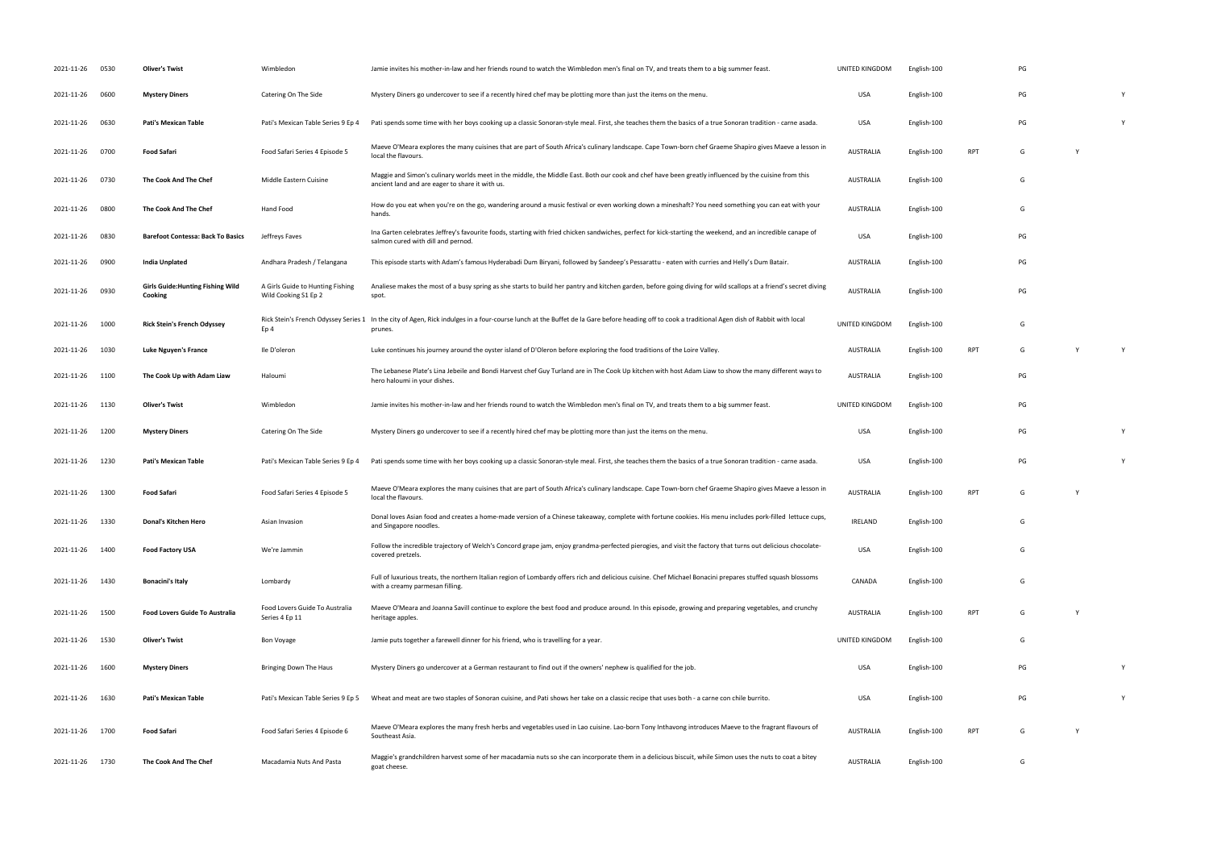| | | | | | | | | | | |
|---|---|---|---|---|---|---|---|---|---|---|
| 2021-11-26 | 0530 | **Oliver's Twist** | Wimbledon | Jamie invites his mother-in-law and her friends round to watch the Wimbledon men's final on TV, and treats them to a big summer feast. | UNITED KINGDOM | English-100 | | PG | | |
| 2021-11-26 | 0600 | **Mystery Diners** | Catering On The Side | Mystery Diners go undercover to see if a recently hired chef may be plotting more than just the items on the menu. | USA | English-100 | | PG | | Y |
| 2021-11-26 | 0630 | **Pati's Mexican Table** | Pati's Mexican Table Series 9 Ep 4 | Pati spends some time with her boys cooking up a classic Sonoran-style meal. First, she teaches them the basics of a true Sonoran tradition - carne asada. | USA | English-100 | | PG | | Y |
| 2021-11-26 | 0700 | **Food Safari** | Food Safari Series 4 Episode 5 | Maeve O'Meara explores the many cuisines that are part of South Africa's culinary landscape. Cape Town-born chef Graeme Shapiro gives Maeve a lesson in local the flavours. | AUSTRALIA | English-100 | RPT | G | Y | |
| 2021-11-26 | 0730 | **The Cook And The Chef** | Middle Eastern Cuisine | Maggie and Simon's culinary worlds meet in the middle, the Middle East. Both our cook and chef have been greatly influenced by the cuisine from this ancient land and are eager to share it with us. | AUSTRALIA | English-100 | | G | | |
| 2021-11-26 | 0800 | **The Cook And The Chef** | Hand Food | How do you eat when you're on the go, wandering around a music festival or even working down a mineshaft? You need something you can eat with your hands. | AUSTRALIA | English-100 | | G | | |
| 2021-11-26 | 0830 | **Barefoot Contessa: Back To Basics** | Jeffreys Faves | Ina Garten celebrates Jeffrey's favourite foods, starting with fried chicken sandwiches, perfect for kick-starting the weekend, and an incredible canape of salmon cured with dill and pernod. | USA | English-100 | | PG | | |
| 2021-11-26 | 0900 | **India Unplated** | Andhara Pradesh / Telangana | This episode starts with Adam's famous Hyderabadi Dum Biryani, followed by Sandeep's Pessarattu - eaten with curries and Helly's Dum Batair. | AUSTRALIA | English-100 | | PG | | |
| 2021-11-26 | 0930 | **Girls Guide:Hunting Fishing Wild Cooking** | A Girls Guide to Hunting Fishing Wild Cooking S1 Ep 2 | Analiese makes the most of a busy spring as she starts to build her pantry and kitchen garden, before going diving for wild scallops at a friend's secret diving spot. | AUSTRALIA | English-100 | | PG | | |
| 2021-11-26 | 1000 | **Rick Stein's French Odyssey** | Rick Stein's French Odyssey Series 1 Ep 4 | In the city of Agen, Rick indulges in a four-course lunch at the Buffet de la Gare before heading off to cook a traditional Agen dish of Rabbit with local prunes. | UNITED KINGDOM | English-100 | | G | | |
| 2021-11-26 | 1030 | **Luke Nguyen's France** | Ile D'oleron | Luke continues his journey around the oyster island of D'Oleron before exploring the food traditions of the Loire Valley. | AUSTRALIA | English-100 | RPT | G | Y | Y |
| 2021-11-26 | 1100 | **The Cook Up with Adam Liaw** | Haloumi | The Lebanese Plate's Lina Jebeile and Bondi Harvest chef Guy Turland are in The Cook Up kitchen with host Adam Liaw to show the many different ways to hero haloumi in your dishes. | AUSTRALIA | English-100 | | PG | | |
| 2021-11-26 | 1130 | **Oliver's Twist** | Wimbledon | Jamie invites his mother-in-law and her friends round to watch the Wimbledon men's final on TV, and treats them to a big summer feast. | UNITED KINGDOM | English-100 | | PG | | |
| 2021-11-26 | 1200 | **Mystery Diners** | Catering On The Side | Mystery Diners go undercover to see if a recently hired chef may be plotting more than just the items on the menu. | USA | English-100 | | PG | | Y |
| 2021-11-26 | 1230 | **Pati's Mexican Table** | Pati's Mexican Table Series 9 Ep 4 | Pati spends some time with her boys cooking up a classic Sonoran-style meal. First, she teaches them the basics of a true Sonoran tradition - carne asada. | USA | English-100 | | PG | | Y |
| 2021-11-26 | 1300 | **Food Safari** | Food Safari Series 4 Episode 5 | Maeve O'Meara explores the many cuisines that are part of South Africa's culinary landscape. Cape Town-born chef Graeme Shapiro gives Maeve a lesson in local the flavours. | AUSTRALIA | English-100 | RPT | G | Y | |
| 2021-11-26 | 1330 | **Donal's Kitchen Hero** | Asian Invasion | Donal loves Asian food and creates a home-made version of a Chinese takeaway, complete with fortune cookies. His menu includes pork-filled lettuce cups, and Singapore noodles. | IRELAND | English-100 | | G | | |
| 2021-11-26 | 1400 | **Food Factory USA** | We're Jammin | Follow the incredible trajectory of Welch's Concord grape jam, enjoy grandma-perfected pierogies, and visit the factory that turns out delicious chocolate-covered pretzels. | USA | English-100 | | G | | |
| 2021-11-26 | 1430 | **Bonacini's Italy** | Lombardy | Full of luxurious treats, the northern Italian region of Lombardy offers rich and delicious cuisine. Chef Michael Bonacini prepares stuffed squash blossoms with a creamy parmesan filling. | CANADA | English-100 | | G | | |
| 2021-11-26 | 1500 | **Food Lovers Guide To Australia** | Food Lovers Guide To Australia Series 4 Ep 11 | Maeve O'Meara and Joanna Savill continue to explore the best food and produce around. In this episode, growing and preparing vegetables, and crunchy heritage apples. | AUSTRALIA | English-100 | RPT | G | Y | |
| 2021-11-26 | 1530 | **Oliver's Twist** | Bon Voyage | Jamie puts together a farewell dinner for his friend, who is travelling for a year. | UNITED KINGDOM | English-100 | | G | | |
| 2021-11-26 | 1600 | **Mystery Diners** | Bringing Down The Haus | Mystery Diners go undercover at a German restaurant to find out if the owners' nephew is qualified for the job. | USA | English-100 | | PG | | Y |
| 2021-11-26 | 1630 | **Pati's Mexican Table** | Pati's Mexican Table Series 9 Ep 5 | Wheat and meat are two staples of Sonoran cuisine, and Pati shows her take on a classic recipe that uses both - a carne con chile burrito. | USA | English-100 | | PG | | Y |
| 2021-11-26 | 1700 | **Food Safari** | Food Safari Series 4 Episode 6 | Maeve O'Meara explores the many fresh herbs and vegetables used in Lao cuisine. Lao-born Tony Inthavong introduces Maeve to the fragrant flavours of Southeast Asia. | AUSTRALIA | English-100 | RPT | G | Y | |
| 2021-11-26 | 1730 | **The Cook And The Chef** | Macadamia Nuts And Pasta | Maggie's grandchildren harvest some of her macadamia nuts so she can incorporate them in a delicious biscuit, while Simon uses the nuts to coat a bitey goat cheese. | AUSTRALIA | English-100 | | G | | |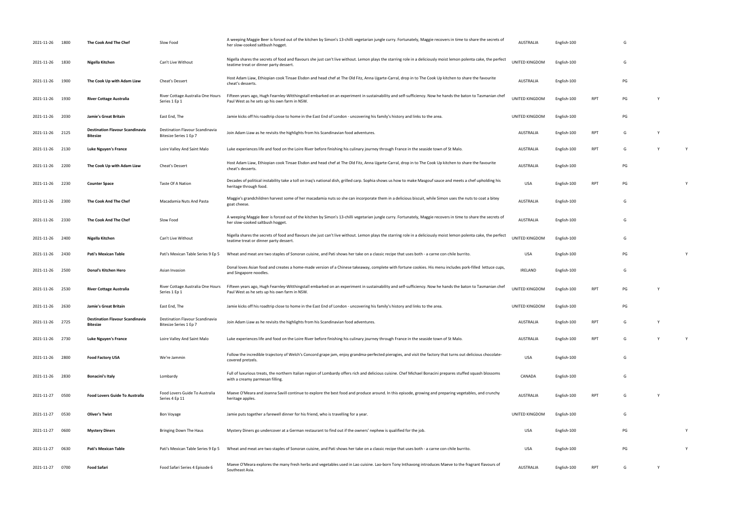| | | | | | | | | | | |
|---|---|---|---|---|---|---|---|---|---|---|
| 2021-11-26 | 1800 | **The Cook And The Chef** | Slow Food | A weeping Maggie Beer is forced out of the kitchen by Simon's 13-chilli vegetarian jungle curry. Fortunately, Maggie recovers in time to share the secrets of her slow-cooked saltbush hogget. | AUSTRALIA | English-100 | | G | | |
| 2021-11-26 | 1830 | **Nigella Kitchen** | Can't Live Without | Nigella shares the secrets of food and flavours she just can't live without. Lemon plays the starring role in a deliciously moist lemon polenta cake, the perfect teatime treat or dinner party dessert. | UNITED KINGDOM | English-100 | | G | | |
| 2021-11-26 | 1900 | **The Cook Up with Adam Liaw** | Cheat's Dessert | Host Adam Liaw, Ethiopian cook Tinsae Elsdon and head chef at The Old Fitz, Anna Ugarte-Carral, drop in to The Cook Up kitchen to share the favourite cheat's desserts. | AUSTRALIA | English-100 | | PG | | |
| 2021-11-26 | 1930 | **River Cottage Australia** | River Cottage Australia One Hours Series 1 Ep 1 | Fifteen years ago, Hugh Fearnley-Witthingstall embarked on an experiment in sustainability and self-sufficiency. Now he hands the baton to Tasmanian chef Paul West as he sets up his own farm in NSW. | UNITED KINGDOM | English-100 | RPT | PG | Y | |
| 2021-11-26 | 2030 | **Jamie's Great Britain** | East End, The | Jamie kicks off his roadtrip close to home in the East End of London - uncovering his family's history and links to the area. | UNITED KINGDOM | English-100 | | PG | | |
| 2021-11-26 | 2125 | **Destination Flavour Scandinavia Bitesize** | Destination Flavour Scandinavia Bitesize Series 1 Ep 7 | Join Adam Liaw as he revisits the highlights from his Scandinavian food adventures. | AUSTRALIA | English-100 | RPT | G | Y | |
| 2021-11-26 | 2130 | **Luke Nguyen's France** | Loire Valley And Saint Malo | Luke experiences life and food on the Loire River before finishing his culinary journey through France in the seaside town of St Malo. | AUSTRALIA | English-100 | RPT | G | Y | Y |
| 2021-11-26 | 2200 | **The Cook Up with Adam Liaw** | Cheat's Dessert | Host Adam Liaw, Ethiopian cook Tinsae Elsdon and head chef at The Old Fitz, Anna Ugarte-Carral, drop in to The Cook Up kitchen to share the favourite cheat's desserts. | AUSTRALIA | English-100 | | PG | | |
| 2021-11-26 | 2230 | **Counter Space** | Taste Of A Nation | Decades of political instability take a toll on Iraq's national dish, grilled carp. Sophia shows us how to make Masgouf sauce and meets a chef upholding his heritage through food. | USA | English-100 | RPT | PG | | Y |
| 2021-11-26 | 2300 | **The Cook And The Chef** | Macadamia Nuts And Pasta | Maggie's grandchildren harvest some of her macadamia nuts so she can incorporate them in a delicious biscuit, while Simon uses the nuts to coat a bitey goat cheese. | AUSTRALIA | English-100 | | G | | |
| 2021-11-26 | 2330 | **The Cook And The Chef** | Slow Food | A weeping Maggie Beer is forced out of the kitchen by Simon's 13-chilli vegetarian jungle curry. Fortunately, Maggie recovers in time to share the secrets of her slow-cooked saltbush hogget. | AUSTRALIA | English-100 | | G | | |
| 2021-11-26 | 2400 | **Nigella Kitchen** | Can't Live Without | Nigella shares the secrets of food and flavours she just can't live without. Lemon plays the starring role in a deliciously moist lemon polenta cake, the perfect teatime treat or dinner party dessert. | UNITED KINGDOM | English-100 | | G | | |
| 2021-11-26 | 2430 | **Pati's Mexican Table** | Pati's Mexican Table Series 9 Ep 5 | Wheat and meat are two staples of Sonoran cuisine, and Pati shows her take on a classic recipe that uses both - a carne con chile burrito. | USA | English-100 | | PG | | Y |
| 2021-11-26 | 2500 | **Donal's Kitchen Hero** | Asian Invasion | Donal loves Asian food and creates a home-made version of a Chinese takeaway, complete with fortune cookies. His menu includes pork-filled lettuce cups, and Singapore noodles. | IRELAND | English-100 | | G | | |
| 2021-11-26 | 2530 | **River Cottage Australia** | River Cottage Australia One Hours Series 1 Ep 1 | Fifteen years ago, Hugh Fearnley-Witthingstall embarked on an experiment in sustainability and self-sufficiency. Now he hands the baton to Tasmanian chef Paul West as he sets up his own farm in NSW. | UNITED KINGDOM | English-100 | RPT | PG | Y | |
| 2021-11-26 | 2630 | **Jamie's Great Britain** | East End, The | Jamie kicks off his roadtrip close to home in the East End of London - uncovering his family's history and links to the area. | UNITED KINGDOM | English-100 | | PG | | |
| 2021-11-26 | 2725 | **Destination Flavour Scandinavia Bitesize** | Destination Flavour Scandinavia Bitesize Series 1 Ep 7 | Join Adam Liaw as he revisits the highlights from his Scandinavian food adventures. | AUSTRALIA | English-100 | RPT | G | Y | |
| 2021-11-26 | 2730 | **Luke Nguyen's France** | Loire Valley And Saint Malo | Luke experiences life and food on the Loire River before finishing his culinary journey through France in the seaside town of St Malo. | AUSTRALIA | English-100 | RPT | G | Y | Y |
| 2021-11-26 | 2800 | **Food Factory USA** | We're Jammin | Follow the incredible trajectory of Welch's Concord grape jam, enjoy grandma-perfected pierogies, and visit the factory that turns out delicious chocolate-covered pretzels. | USA | English-100 | | G | | |
| 2021-11-26 | 2830 | **Bonacini's Italy** | Lombardy | Full of luxurious treats, the northern Italian region of Lombardy offers rich and delicious cuisine. Chef Michael Bonacini prepares stuffed squash blossoms with a creamy parmesan filling. | CANADA | English-100 | | G | | |
| 2021-11-27 | 0500 | **Food Lovers Guide To Australia** | Food Lovers Guide To Australia Series 4 Ep 11 | Maeve O'Meara and Joanna Savill continue to explore the best food and produce around. In this episode, growing and preparing vegetables, and crunchy heritage apples. | AUSTRALIA | English-100 | RPT | G | Y | |
| 2021-11-27 | 0530 | **Oliver's Twist** | Bon Voyage | Jamie puts together a farewell dinner for his friend, who is travelling for a year. | UNITED KINGDOM | English-100 | | G | | |
| 2021-11-27 | 0600 | **Mystery Diners** | Bringing Down The Haus | Mystery Diners go undercover at a German restaurant to find out if the owners' nephew is qualified for the job. | USA | English-100 | | PG | | Y |
| 2021-11-27 | 0630 | **Pati's Mexican Table** | Pati's Mexican Table Series 9 Ep 5 | Wheat and meat are two staples of Sonoran cuisine, and Pati shows her take on a classic recipe that uses both - a carne con chile burrito. | USA | English-100 | | PG | | Y |
| 2021-11-27 | 0700 | **Food Safari** | Food Safari Series 4 Episode 6 | Maeve O'Meara explores the many fresh herbs and vegetables used in Lao cuisine. Lao-born Tony Inthavong introduces Maeve to the fragrant flavours of Southeast Asia. | AUSTRALIA | English-100 | RPT | G | Y | |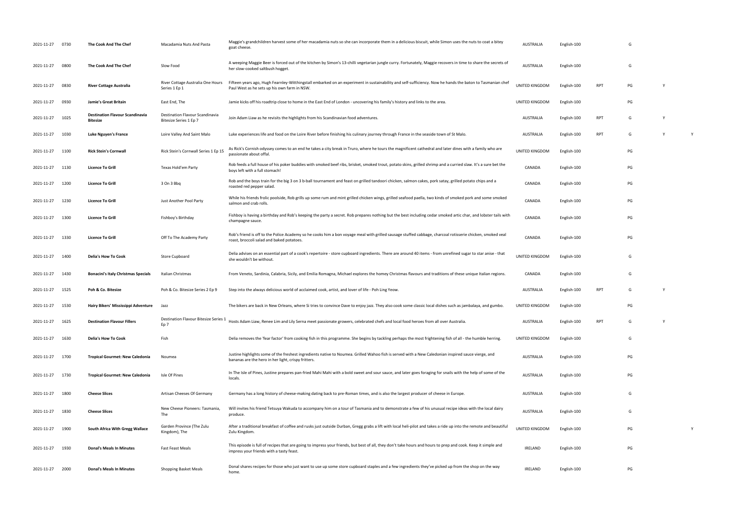| | | | | | | | | | | |
|---|---|---|---|---|---|---|---|---|---|---|
| 2021-11-27 | 0730 | **The Cook And The Chef** | Macadamia Nuts And Pasta | Maggie's grandchildren harvest some of her macadamia nuts so she can incorporate them in a delicious biscuit, while Simon uses the nuts to coat a bitey goat cheese. | AUSTRALIA | English-100 | | G | | |
| 2021-11-27 | 0800 | **The Cook And The Chef** | Slow Food | A weeping Maggie Beer is forced out of the kitchen by Simon's 13-chilli vegetarian jungle curry. Fortunately, Maggie recovers in time to share the secrets of her slow-cooked saltbush hogget. | AUSTRALIA | English-100 | | G | | |
| 2021-11-27 | 0830 | **River Cottage Australia** | River Cottage Australia One Hours Series 1 Ep 1 | Fifteen years ago, Hugh Fearnley-Witthingstall embarked on an experiment in sustainability and self-sufficiency. Now he hands the baton to Tasmanian chef Paul West as he sets up his own farm in NSW. | UNITED KINGDOM | English-100 | RPT | PG | Y | |
| 2021-11-27 | 0930 | **Jamie's Great Britain** | East End, The | Jamie kicks off his roadtrip close to home in the East End of London - uncovering his family's history and links to the area. | UNITED KINGDOM | English-100 | | PG | | |
| 2021-11-27 | 1025 | **Destination Flavour Scandinavia Bitesize** | Destination Flavour Scandinavia Bitesize Series 1 Ep 7 | Join Adam Liaw as he revisits the highlights from his Scandinavian food adventures. | AUSTRALIA | English-100 | RPT | G | Y | |
| 2021-11-27 | 1030 | **Luke Nguyen's France** | Loire Valley And Saint Malo | Luke experiences life and food on the Loire River before finishing his culinary journey through France in the seaside town of St Malo. | AUSTRALIA | English-100 | RPT | G | Y | Y |
| 2021-11-27 | 1100 | **Rick Stein's Cornwall** | Rick Stein's Cornwall Series 1 Ep 15 | As Rick's Cornish odyssey comes to an end he takes a city break in Truro, where he tours the magnificent cathedral and later dines with a family who are passionate about offal. | UNITED KINGDOM | English-100 | | PG | | |
| 2021-11-27 | 1130 | **Licence To Grill** | Texas Hold'em Party | Rob feeds a full house of his poker buddies with smoked beef ribs, brisket, smoked trout, potato skins, grilled shrimp and a curried slaw. It's a sure bet the boys left with a full stomach! | CANADA | English-100 | | PG | | |
| 2021-11-27 | 1200 | **Licence To Grill** | 3 On 3 Bbq | Rob and the boys train for the big 3 on 3 b-ball tournament and feast on grilled tandoori chicken, salmon cakes, pork satay, grilled potato chips and a roasted red pepper salad. | CANADA | English-100 | | PG | | |
| 2021-11-27 | 1230 | **Licence To Grill** | Just Another Pool Party | While his friends frolic poolside, Rob grills up some rum and mint grilled chicken wings, grilled seafood paella, two kinds of smoked pork and some smoked salmon and crab rolls. | CANADA | English-100 | | PG | | |
| 2021-11-27 | 1300 | **Licence To Grill** | Fishboy's Birthday | Fishboy is having a birthday and Rob's keeping the party a secret. Rob prepares nothing but the best including cedar smoked artic char, and lobster tails with champagne sauce. | CANADA | English-100 | | PG | | |
| 2021-11-27 | 1330 | **Licence To Grill** | Off To The Academy Party | Rob's friend is off to the Police Academy so he cooks him a bon voyage meal with grilled sausage stuffed cabbage, charcoal rotisserie chicken, smoked veal roast, broccoli salad and baked potatoes. | CANADA | English-100 | | PG | | |
| 2021-11-27 | 1400 | **Delia's How To Cook** | Store Cupboard | Delia advises on an essential part of a cook's repertoire - store cupboard ingredients. There are around 40 items - from unrefined sugar to star anise - that she wouldn't be without. | UNITED KINGDOM | English-100 | | G | | |
| 2021-11-27 | 1430 | **Bonacini's Italy Christmas Specials** | Italian Christmas | From Veneto, Sardinia, Calabria, Sicily, and Emilia Romagna, Michael explores the homey Christmas flavours and traditions of these unique Italian regions. | CANADA | English-100 | | G | | |
| 2021-11-27 | 1525 | **Poh & Co. Bitesize** | Poh & Co. Bitesize Series 2 Ep 9 | Step into the always delicious world of acclaimed cook, artist, and lover of life - Poh Ling Yeow. | AUSTRALIA | English-100 | RPT | G | Y | |
| 2021-11-27 | 1530 | **Hairy Bikers' Mississippi Adventure** | Jazz | The bikers are back in New Orleans, where Si tries to convince Dave to enjoy jazz. They also cook some classic local dishes such as jambalaya, and gumbo. | UNITED KINGDOM | English-100 | | PG | | |
| 2021-11-27 | 1625 | **Destination Flavour Fillers** | Destination Flavour Bitesize Series 1 Ep 7 | Hosts Adam Liaw, Renee Lim and Lily Serna meet passionate growers, celebrated chefs and local food heroes from all over Australia. | AUSTRALIA | English-100 | RPT | G | Y | |
| 2021-11-27 | 1630 | **Delia's How To Cook** | Fish | Delia removes the 'fear factor' from cooking fish in this programme. She begins by tackling perhaps the most frightening fish of all - the humble herring. | UNITED KINGDOM | English-100 | | G | | |
| 2021-11-27 | 1700 | **Tropical Gourmet: New Caledonia** | Noumea | Justine highlights some of the freshest ingredients native to Noumea. Grilled Wahoo fish is served with a New Caledonian inspired sauce vierge, and bananas are the hero in her light, crispy fritters. | AUSTRALIA | English-100 | | PG | | |
| 2021-11-27 | 1730 | **Tropical Gourmet: New Caledonia** | Isle Of Pines | In The Isle of Pines, Justine prepares pan-fried Mahi Mahi with a bold sweet and sour sauce, and later goes foraging for snails with the help of some of the locals. | AUSTRALIA | English-100 | | PG | | |
| 2021-11-27 | 1800 | **Cheese Slices** | Artisan Cheeses Of Germany | Germany has a long history of cheese-making dating back to pre-Roman times, and is also the largest producer of cheese in Europe. | AUSTRALIA | English-100 | | G | | |
| 2021-11-27 | 1830 | **Cheese Slices** | New Cheese Pioneers: Tasmania, The | Will invites his friend Tetsuya Wakuda to accompany him on a tour of Tasmania and to demonstrate a few of his unusual recipe ideas with the local dairy produce. | AUSTRALIA | English-100 | | G | | |
| 2021-11-27 | 1900 | **South Africa With Gregg Wallace** | Garden Province (The Zulu Kingdom), The | After a traditional breakfast of coffee and rusks just outside Durban, Gregg grabs a lift with local heli-pilot and takes a ride up into the remote and beautiful Zulu Kingdom. | UNITED KINGDOM | English-100 | | PG | | Y |
| 2021-11-27 | 1930 | **Donal's Meals In Minutes** | Fast Feast Meals | This episode is full of recipes that are going to impress your friends, but best of all, they don't take hours and hours to prep and cook. Keep it simple and impress your friends with a tasty feast. | IRELAND | English-100 | | PG | | |
| 2021-11-27 | 2000 | **Donal's Meals In Minutes** | Shopping Basket Meals | Donal shares recipes for those who just want to use up some store cupboard staples and a few ingredients they've picked up from the shop on the way home. | IRELAND | English-100 | | PG | | |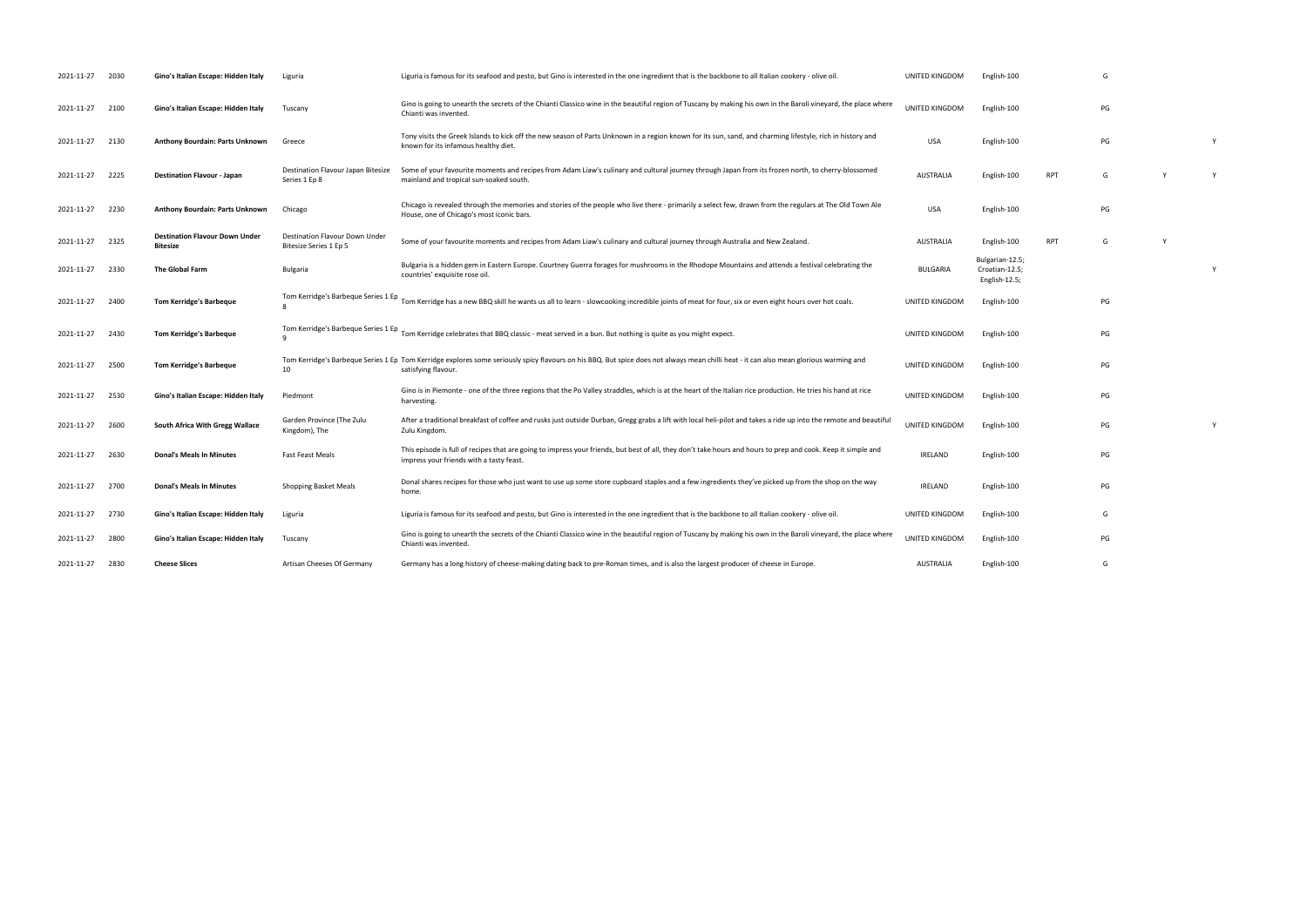| | | | | | | | | | | |
|---|---|---|---|---|---|---|---|---|---|---|
| 2021-11-27 | 2030 | **Gino's Italian Escape: Hidden Italy** | Liguria | Liguria is famous for its seafood and pesto, but Gino is interested in the one ingredient that is the backbone to all Italian cookery - olive oil. | UNITED KINGDOM | English-100 | | G | | |
| 2021-11-27 | 2100 | **Gino's Italian Escape: Hidden Italy** | Tuscany | Gino is going to unearth the secrets of the Chianti Classico wine in the beautiful region of Tuscany by making his own in the Baroli vineyard, the place where Chianti was invented. | UNITED KINGDOM | English-100 | | PG | | |
| 2021-11-27 | 2130 | **Anthony Bourdain: Parts Unknown** | Greece | Tony visits the Greek Islands to kick off the new season of Parts Unknown in a region known for its sun, sand, and charming lifestyle, rich in history and known for its infamous healthy diet. | USA | English-100 | | PG | | Y |
| 2021-11-27 | 2225 | **Destination Flavour - Japan** | Destination Flavour Japan Bitesize Series 1 Ep 8 | Some of your favourite moments and recipes from Adam Liaw's culinary and cultural journey through Japan from its frozen north, to cherry-blossomed mainland and tropical sun-soaked south. | AUSTRALIA | English-100 | RPT | G | Y | Y |
| 2021-11-27 | 2230 | **Anthony Bourdain: Parts Unknown** | Chicago | Chicago is revealed through the memories and stories of the people who live there - primarily a select few, drawn from the regulars at The Old Town Ale House, one of Chicago's most iconic bars. | USA | English-100 | | PG | | |
| 2021-11-27 | 2325 | **Destination Flavour Down Under Bitesize** | Destination Flavour Down Under Bitesize Series 1 Ep 5 | Some of your favourite moments and recipes from Adam Liaw's culinary and cultural journey through Australia and New Zealand. | AUSTRALIA | English-100 | RPT | G | Y | |
| 2021-11-27 | 2330 | **The Global Farm** | Bulgaria | Bulgaria is a hidden gem in Eastern Europe. Courtney Guerra forages for mushrooms in the Rhodope Mountains and attends a festival celebrating the countries' exquisite rose oil. | BULGARIA | Bulgarian-12.5; Croatian-12.5; English-12.5; | | | | Y |
| 2021-11-27 | 2400 | **Tom Kerridge's Barbeque** | Tom Kerridge's Barbeque Series 1 Ep 8 | Tom Kerridge has a new BBQ skill he wants us all to learn - slowcooking incredible joints of meat for four, six or even eight hours over hot coals. | UNITED KINGDOM | English-100 | | PG | | |
| 2021-11-27 | 2430 | **Tom Kerridge's Barbeque** | Tom Kerridge's Barbeque Series 1 Ep 9 | Tom Kerridge celebrates that BBQ classic - meat served in a bun. But nothing is quite as you might expect. | UNITED KINGDOM | English-100 | | PG | | |
| 2021-11-27 | 2500 | **Tom Kerridge's Barbeque** | Tom Kerridge's Barbeque Series 1 Ep 10 | Tom Kerridge explores some seriously spicy flavours on his BBQ. But spice does not always mean chilli heat - it can also mean glorious warming and satisfying flavour. | UNITED KINGDOM | English-100 | | PG | | |
| 2021-11-27 | 2530 | **Gino's Italian Escape: Hidden Italy** | Piedmont | Gino is in Piemonte - one of the three regions that the Po Valley straddles, which is at the heart of the Italian rice production. He tries his hand at rice harvesting. | UNITED KINGDOM | English-100 | | PG | | |
| 2021-11-27 | 2600 | **South Africa With Gregg Wallace** | Garden Province (The Zulu Kingdom), The | After a traditional breakfast of coffee and rusks just outside Durban, Gregg grabs a lift with local heli-pilot and takes a ride up into the remote and beautiful Zulu Kingdom. | UNITED KINGDOM | English-100 | | PG | | Y |
| 2021-11-27 | 2630 | **Donal's Meals In Minutes** | Fast Feast Meals | This episode is full of recipes that are going to impress your friends, but best of all, they don't take hours and hours to prep and cook. Keep it simple and impress your friends with a tasty feast. | IRELAND | English-100 | | PG | | |
| 2021-11-27 | 2700 | **Donal's Meals In Minutes** | Shopping Basket Meals | Donal shares recipes for those who just want to use up some store cupboard staples and a few ingredients they've picked up from the shop on the way home. | IRELAND | English-100 | | PG | | |
| 2021-11-27 | 2730 | **Gino's Italian Escape: Hidden Italy** | Liguria | Liguria is famous for its seafood and pesto, but Gino is interested in the one ingredient that is the backbone to all Italian cookery - olive oil. | UNITED KINGDOM | English-100 | | G | | |
| 2021-11-27 | 2800 | **Gino's Italian Escape: Hidden Italy** | Tuscany | Gino is going to unearth the secrets of the Chianti Classico wine in the beautiful region of Tuscany by making his own in the Baroli vineyard, the place where Chianti was invented. | UNITED KINGDOM | English-100 | | PG | | |
| 2021-11-27 | 2830 | **Cheese Slices** | Artisan Cheeses Of Germany | Germany has a long history of cheese-making dating back to pre-Roman times, and is also the largest producer of cheese in Europe. | AUSTRALIA | English-100 | | G | | |